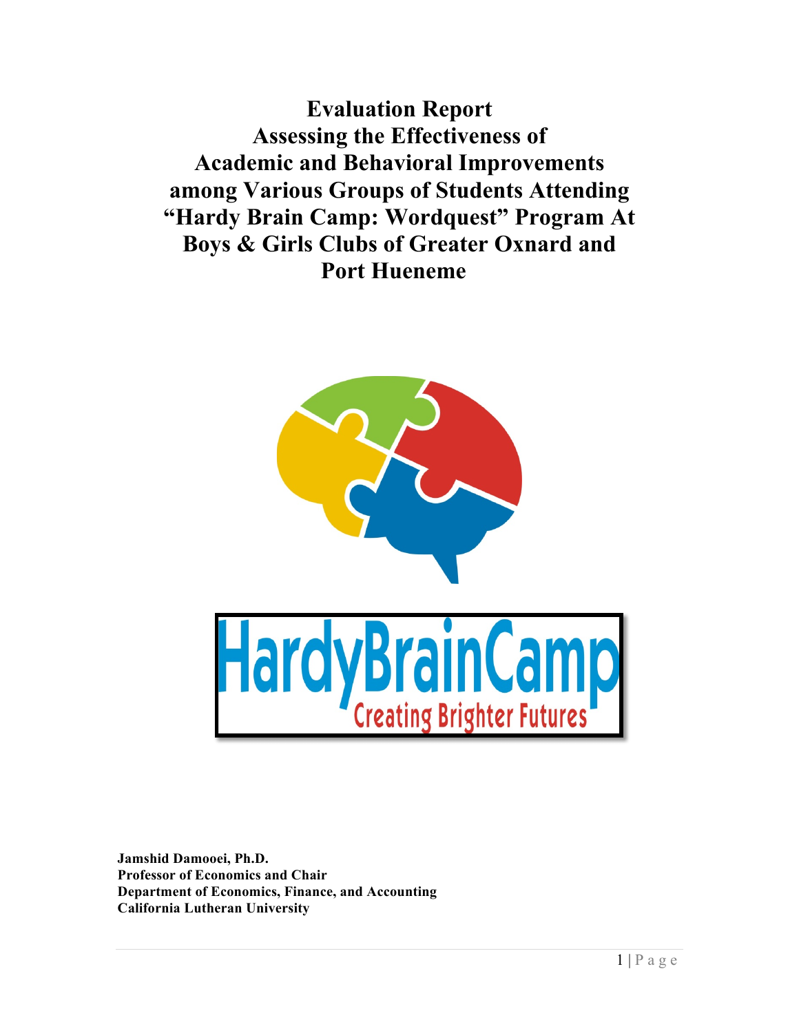# Evaluation Report
# Assessing the Effectiveness of Academic and Behavioral Improvements among Various Groups of Students Attending "Hardy Brain Camp: Wordquest" Program At Boys & Girls Clubs of Greater Oxnard and Port Hueneme

**Jamshid Damooei, Ph.D.**
**Professor of Economics and Chair**
**Department of Economics, Finance, and Accounting**
**California Lutheran University**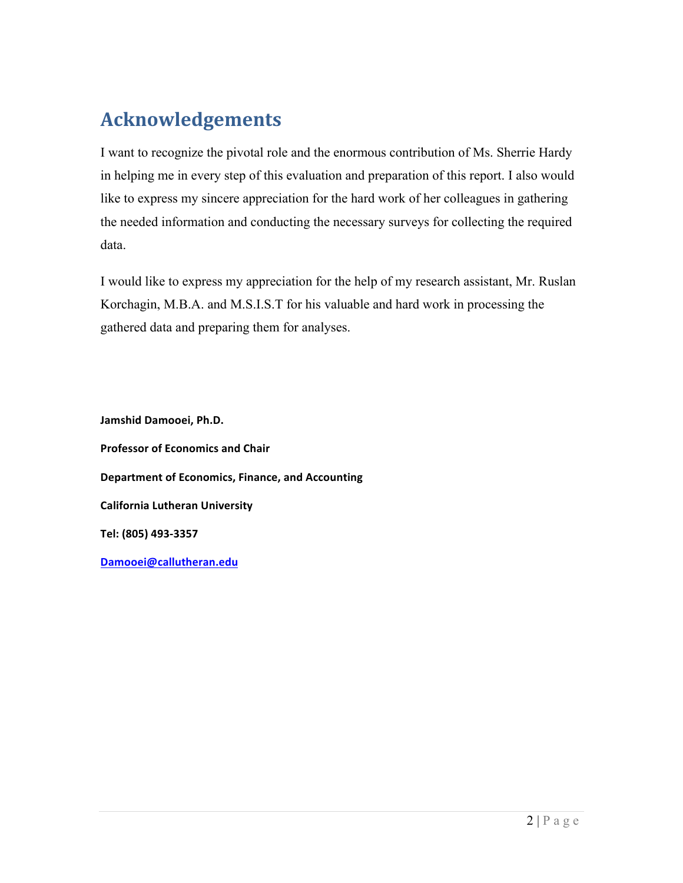# Acknowledgements

I want to recognize the pivotal role and the enormous contribution of Ms. Sherrie Hardy in helping me in every step of this evaluation and preparation of this report. I also would like to express my sincere appreciation for the hard work of her colleagues in gathering the needed information and conducting the necessary surveys for collecting the required data.

I would like to express my appreciation for the help of my research assistant, Mr. Ruslan Korchagin, M.B.A. and M.S.I.S.T for his valuable and hard work in processing the gathered data and preparing them for analyses.

**Jamshid Damooei, Ph.D.**

**Professor of Economics and Chair**

**Department of Economics, Finance, and Accounting**

**California Lutheran University**

**Tel: (805) 493-3357**

**Damooei@callutheran.edu**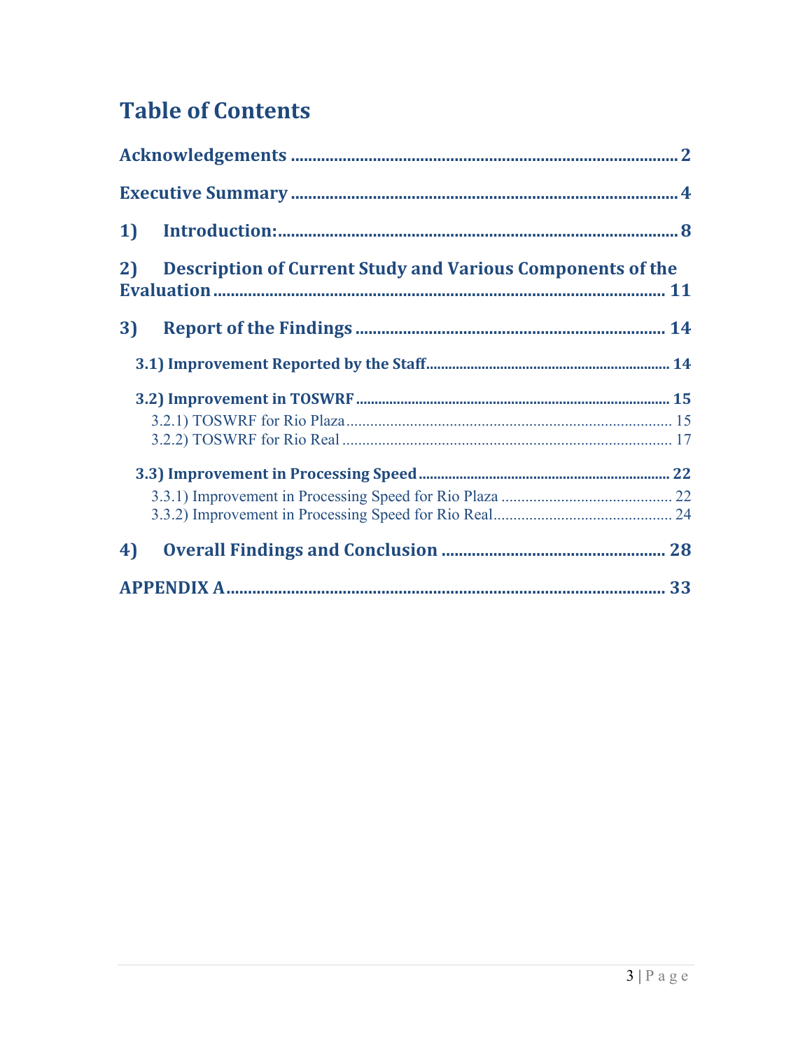# Table of Contents

**Acknowledgements** ........................................................................................ **2**

**Executive Summary** ........................................................................................ **4**

**1) Introduction:** ................................................................................................ **8**

**2) Description of Current Study and Various Components of the Evaluation** ........................................................................................................ **11**

**3) Report of the Findings** .................................................................................. **14**

- **3.1) Improvement Reported by the Staff** ............................................................ **14**
- **3.2) Improvement in TOSWRF** ........................................................................... **15**
  - 3.2.1) TOSWRF for Rio Plaza ............................................................................ 15
  - 3.2.2) TOSWRF for Rio Real ............................................................................. 17
- **3.3) Improvement in Processing Speed** .............................................................. **22**
  - 3.3.1) Improvement in Processing Speed for Rio Plaza ....................................... 22
  - 3.3.2) Improvement in Processing Speed for Rio Real ........................................ 24

**4) Overall Findings and Conclusion** ................................................................... **28**

**APPENDIX A** ..................................................................................................... **33**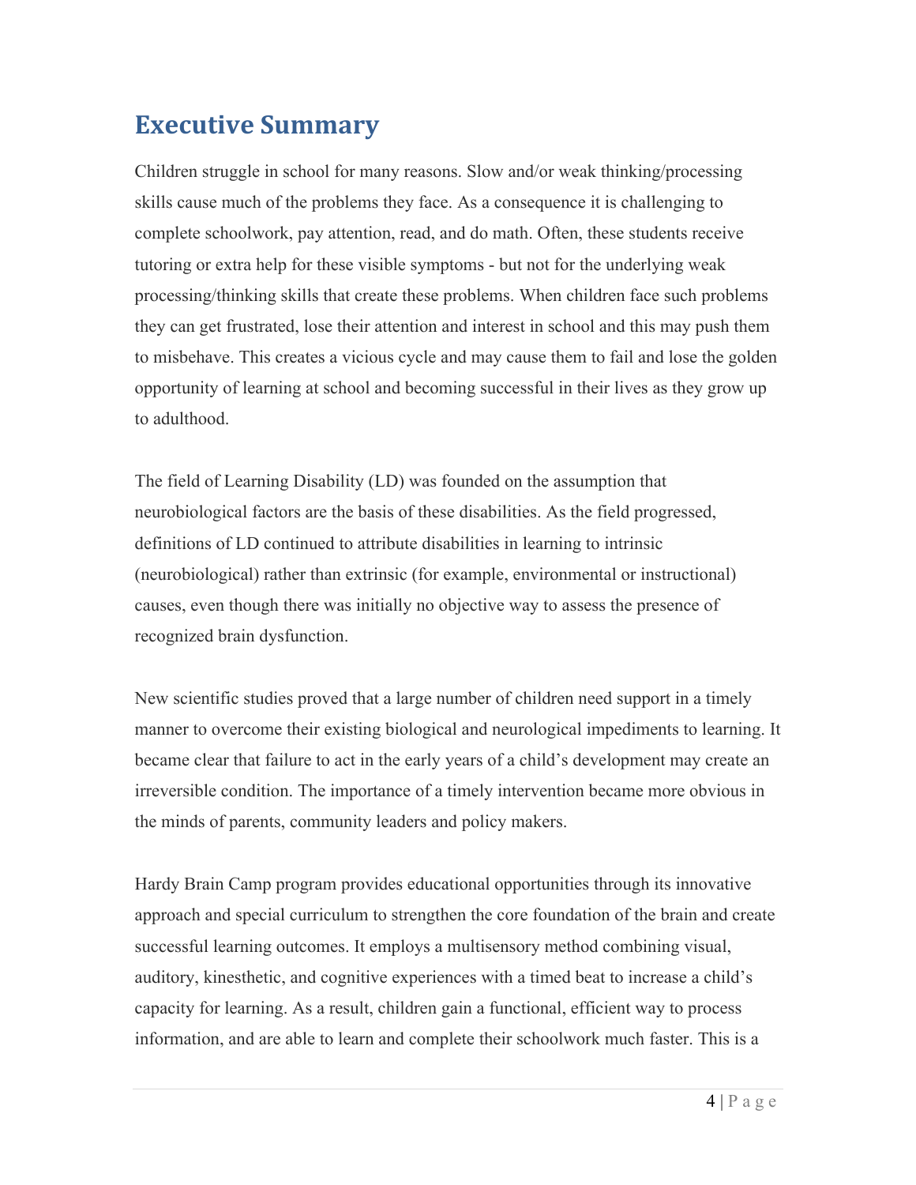## Executive Summary

Children struggle in school for many reasons. Slow and/or weak thinking/processing skills cause much of the problems they face. As a consequence it is challenging to complete schoolwork, pay attention, read, and do math. Often, these students receive tutoring or extra help for these visible symptoms - but not for the underlying weak processing/thinking skills that create these problems. When children face such problems they can get frustrated, lose their attention and interest in school and this may push them to misbehave. This creates a vicious cycle and may cause them to fail and lose the golden opportunity of learning at school and becoming successful in their lives as they grow up to adulthood.

The field of Learning Disability (LD) was founded on the assumption that neurobiological factors are the basis of these disabilities. As the field progressed, definitions of LD continued to attribute disabilities in learning to intrinsic (neurobiological) rather than extrinsic (for example, environmental or instructional) causes, even though there was initially no objective way to assess the presence of recognized brain dysfunction.

New scientific studies proved that a large number of children need support in a timely manner to overcome their existing biological and neurological impediments to learning. It became clear that failure to act in the early years of a child's development may create an irreversible condition. The importance of a timely intervention became more obvious in the minds of parents, community leaders and policy makers.

Hardy Brain Camp program provides educational opportunities through its innovative approach and special curriculum to strengthen the core foundation of the brain and create successful learning outcomes. It employs a multisensory method combining visual, auditory, kinesthetic, and cognitive experiences with a timed beat to increase a child's capacity for learning. As a result, children gain a functional, efficient way to process information, and are able to learn and complete their schoolwork much faster. This is a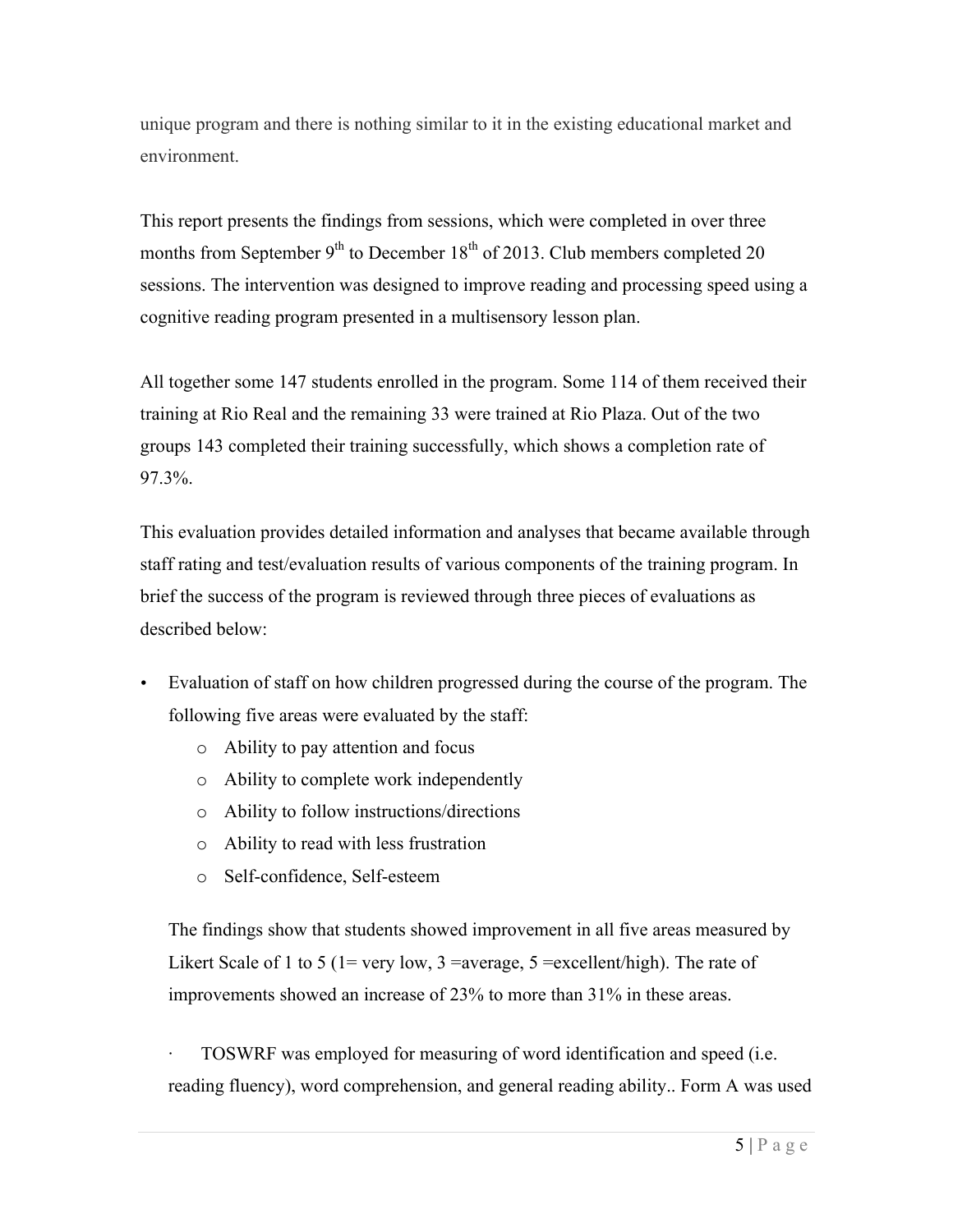unique program and there is nothing similar to it in the existing educational market and environment.

This report presents the findings from sessions, which were completed in over three months from September 9th to December 18th of 2013. Club members completed 20 sessions. The intervention was designed to improve reading and processing speed using a cognitive reading program presented in a multisensory lesson plan.

All together some 147 students enrolled in the program. Some 114 of them received their training at Rio Real and the remaining 33 were trained at Rio Plaza. Out of the two groups 143 completed their training successfully, which shows a completion rate of 97.3%.

This evaluation provides detailed information and analyses that became available through staff rating and test/evaluation results of various components of the training program. In brief the success of the program is reviewed through three pieces of evaluations as described below:

- Evaluation of staff on how children progressed during the course of the program. The following five areas were evaluated by the staff:
    - Ability to pay attention and focus
    - Ability to complete work independently
    - Ability to follow instructions/directions
    - Ability to read with less frustration
    - Self-confidence, Self-esteem

  The findings show that students showed improvement in all five areas measured by Likert Scale of 1 to 5 (1= very low, 3 =average, 5 =excellent/high). The rate of improvements showed an increase of 23% to more than 31% in these areas.

- TOSWRF was employed for measuring of word identification and speed (i.e. reading fluency), word comprehension, and general reading ability.. Form A was used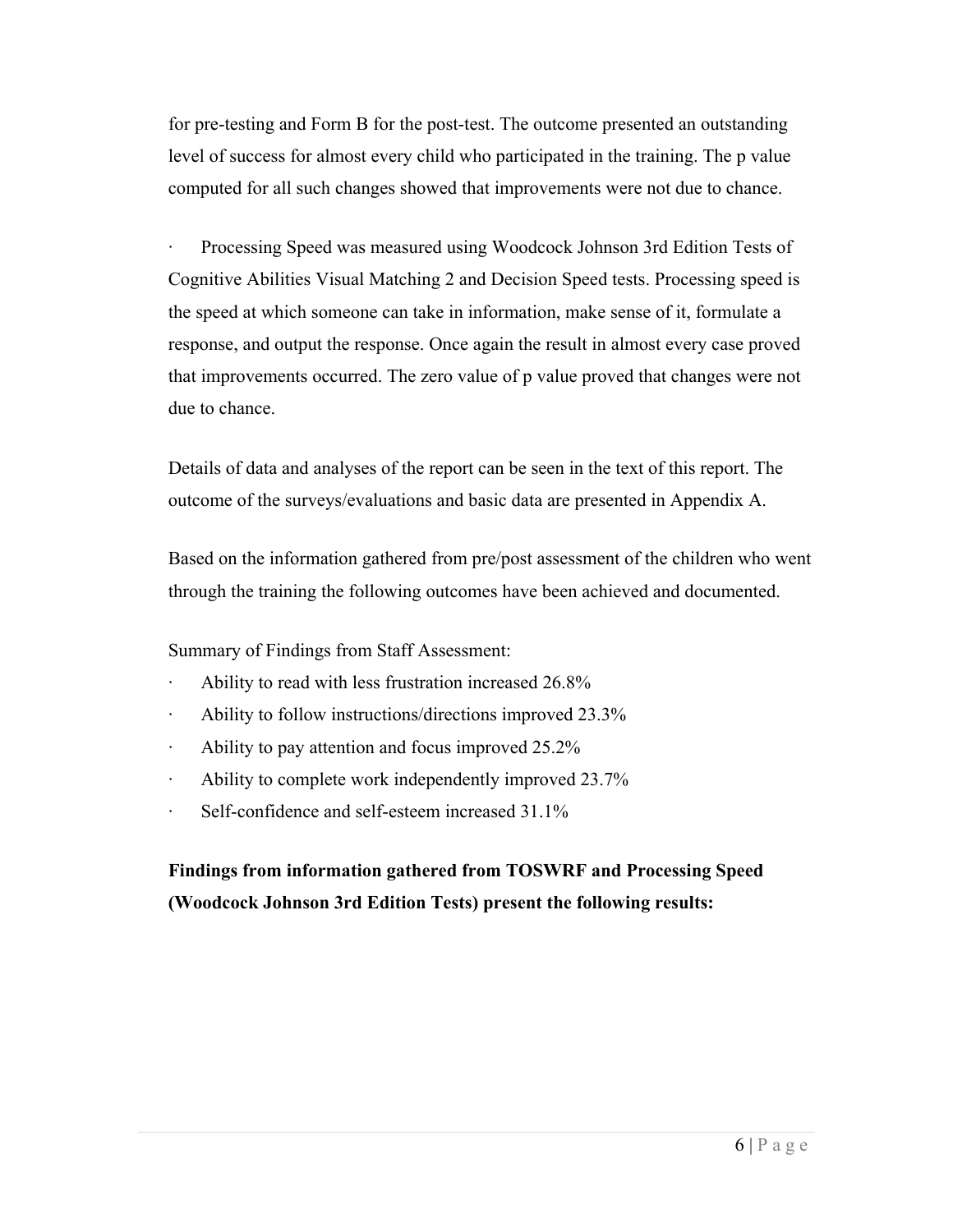for pre-testing and Form B for the post-test. The outcome presented an outstanding level of success for almost every child who participated in the training. The p value computed for all such changes showed that improvements were not due to chance.

- Processing Speed was measured using Woodcock Johnson 3rd Edition Tests of Cognitive Abilities Visual Matching 2 and Decision Speed tests. Processing speed is the speed at which someone can take in information, make sense of it, formulate a response, and output the response. Once again the result in almost every case proved that improvements occurred. The zero value of p value proved that changes were not due to chance.

Details of data and analyses of the report can be seen in the text of this report. The outcome of the surveys/evaluations and basic data are presented in Appendix A.

Based on the information gathered from pre/post assessment of the children who went through the training the following outcomes have been achieved and documented.

Summary of Findings from Staff Assessment:

- Ability to read with less frustration increased 26.8%
- Ability to follow instructions/directions improved 23.3%
- Ability to pay attention and focus improved 25.2%
- Ability to complete work independently improved 23.7%
- Self-confidence and self-esteem increased 31.1%

**Findings from information gathered from TOSWRF and Processing Speed (Woodcock Johnson 3rd Edition Tests) present the following results:**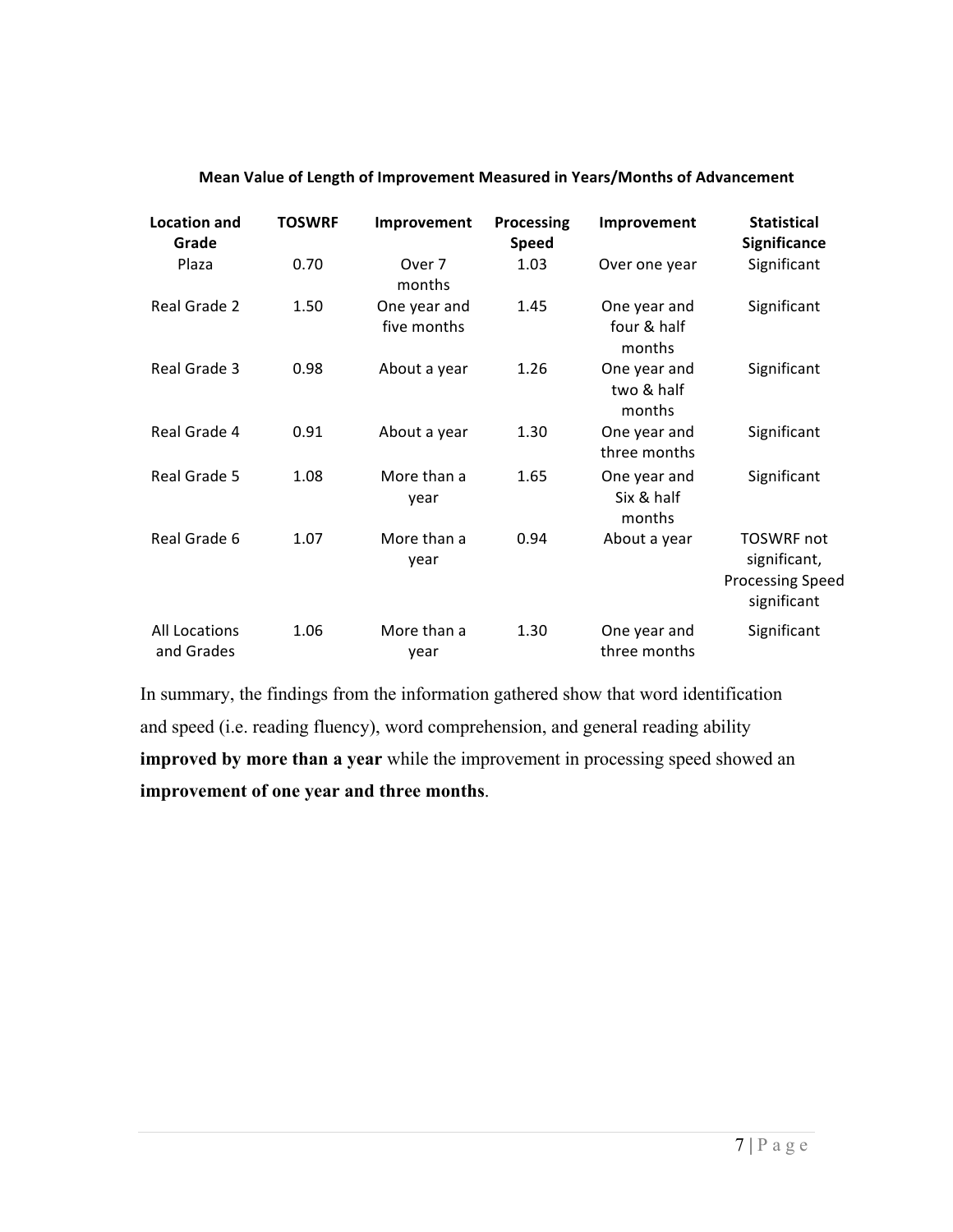**Mean Value of Length of Improvement Measured in Years/Months of Advancement**

| Location and Grade | TOSWRF | Improvement | Processing Speed | Improvement | Statistical Significance |
|---|---|---|---|---|---|
| Plaza | 0.70 | Over 7 months | 1.03 | Over one year | Significant |
| Real Grade 2 | 1.50 | One year and five months | 1.45 | One year and four & half months | Significant |
| Real Grade 3 | 0.98 | About a year | 1.26 | One year and two & half months | Significant |
| Real Grade 4 | 0.91 | About a year | 1.30 | One year and three months | Significant |
| Real Grade 5 | 1.08 | More than a year | 1.65 | One year and Six & half months | Significant |
| Real Grade 6 | 1.07 | More than a year | 0.94 | About a year | TOSWRF not significant, Processing Speed significant |
| All Locations and Grades | 1.06 | More than a year | 1.30 | One year and three months | Significant |

In summary, the findings from the information gathered show that word identification and speed (i.e. reading fluency), word comprehension, and general reading ability **improved by more than a year** while the improvement in processing speed showed an **improvement of one year and three months**.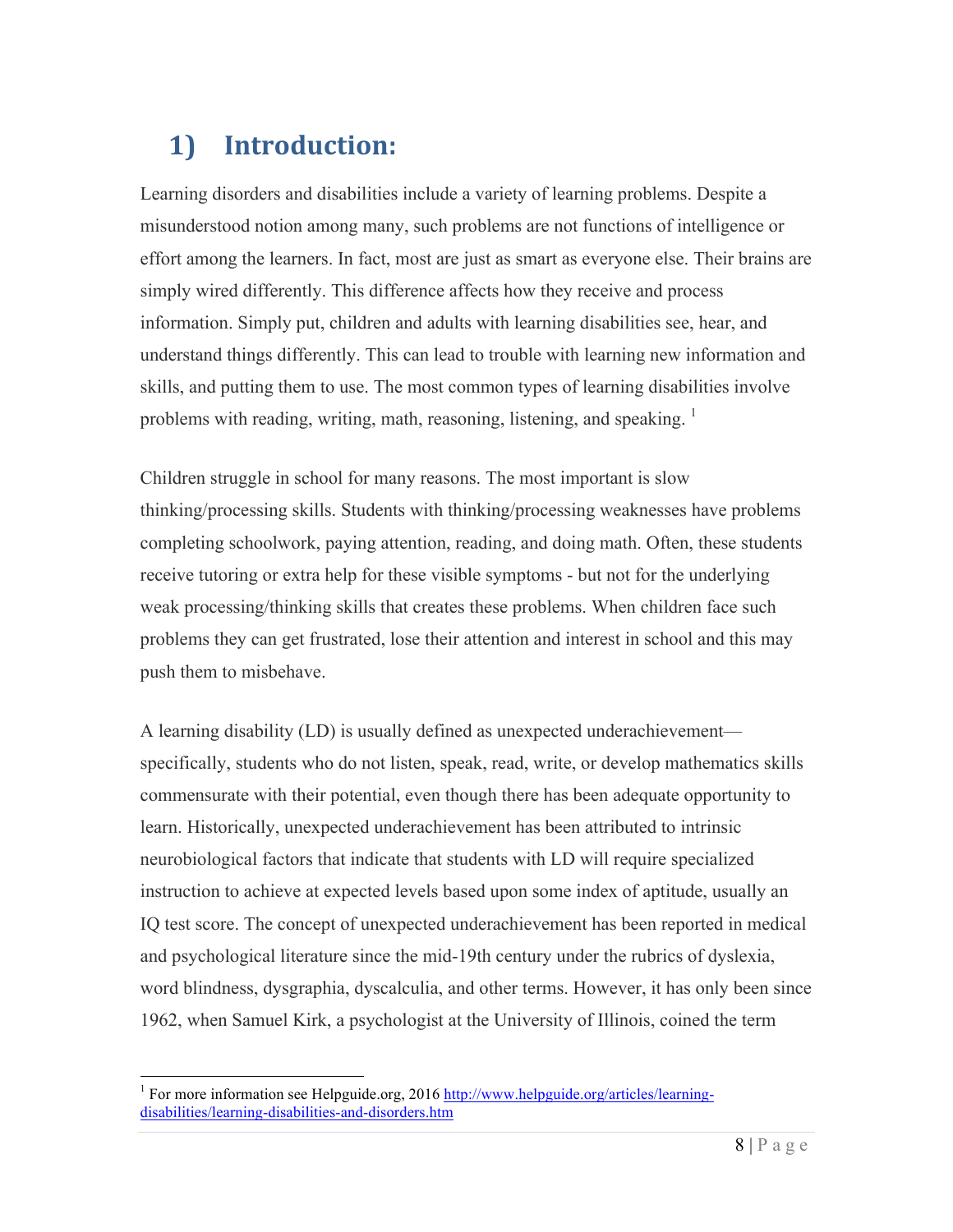## 1) Introduction:

Learning disorders and disabilities include a variety of learning problems. Despite a misunderstood notion among many, such problems are not functions of intelligence or effort among the learners. In fact, most are just as smart as everyone else. Their brains are simply wired differently. This difference affects how they receive and process information. Simply put, children and adults with learning disabilities see, hear, and understand things differently. This can lead to trouble with learning new information and skills, and putting them to use. The most common types of learning disabilities involve problems with reading, writing, math, reasoning, listening, and speaking. [1]

Children struggle in school for many reasons. The most important is slow thinking/processing skills. Students with thinking/processing weaknesses have problems completing schoolwork, paying attention, reading, and doing math. Often, these students receive tutoring or extra help for these visible symptoms - but not for the underlying weak processing/thinking skills that creates these problems. When children face such problems they can get frustrated, lose their attention and interest in school and this may push them to misbehave.

A learning disability (LD) is usually defined as unexpected underachievement—specifically, students who do not listen, speak, read, write, or develop mathematics skills commensurate with their potential, even though there has been adequate opportunity to learn. Historically, unexpected underachievement has been attributed to intrinsic neurobiological factors that indicate that students with LD will require specialized instruction to achieve at expected levels based upon some index of aptitude, usually an IQ test score. The concept of unexpected underachievement has been reported in medical and psychological literature since the mid-19th century under the rubrics of dyslexia, word blindness, dysgraphia, dyscalculia, and other terms. However, it has only been since 1962, when Samuel Kirk, a psychologist at the University of Illinois, coined the term

---

[1] For more information see Helpguide.org, 2016 http://www.helpguide.org/articles/learning-disabilities/learning-disabilities-and-disorders.htm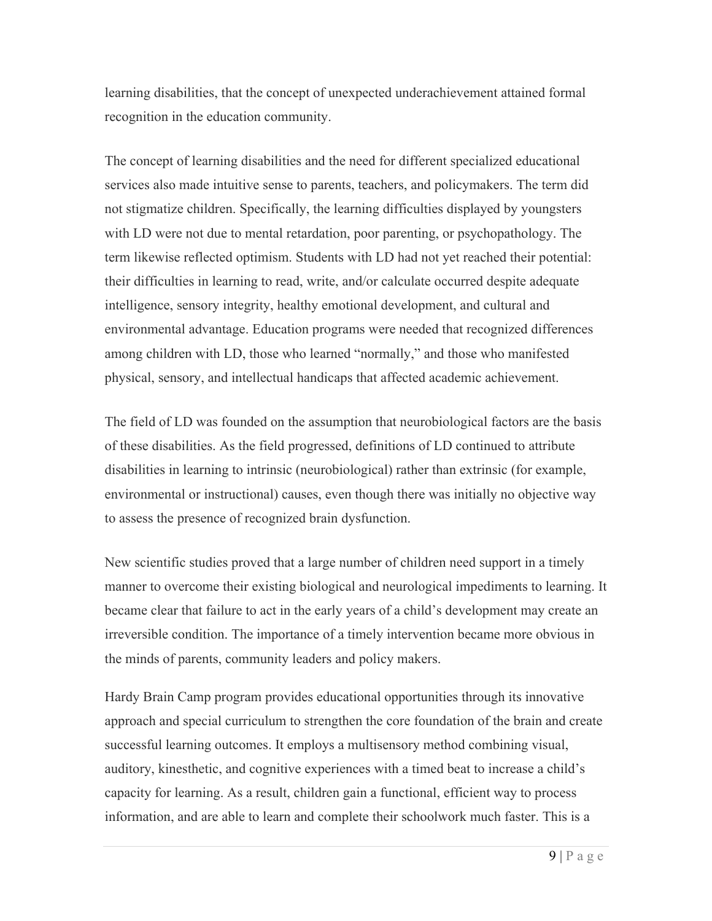learning disabilities, that the concept of unexpected underachievement attained formal recognition in the education community.

The concept of learning disabilities and the need for different specialized educational services also made intuitive sense to parents, teachers, and policymakers. The term did not stigmatize children. Specifically, the learning difficulties displayed by youngsters with LD were not due to mental retardation, poor parenting, or psychopathology. The term likewise reflected optimism. Students with LD had not yet reached their potential: their difficulties in learning to read, write, and/or calculate occurred despite adequate intelligence, sensory integrity, healthy emotional development, and cultural and environmental advantage. Education programs were needed that recognized differences among children with LD, those who learned "normally," and those who manifested physical, sensory, and intellectual handicaps that affected academic achievement.

The field of LD was founded on the assumption that neurobiological factors are the basis of these disabilities. As the field progressed, definitions of LD continued to attribute disabilities in learning to intrinsic (neurobiological) rather than extrinsic (for example, environmental or instructional) causes, even though there was initially no objective way to assess the presence of recognized brain dysfunction.

New scientific studies proved that a large number of children need support in a timely manner to overcome their existing biological and neurological impediments to learning. It became clear that failure to act in the early years of a child's development may create an irreversible condition. The importance of a timely intervention became more obvious in the minds of parents, community leaders and policy makers.

Hardy Brain Camp program provides educational opportunities through its innovative approach and special curriculum to strengthen the core foundation of the brain and create successful learning outcomes. It employs a multisensory method combining visual, auditory, kinesthetic, and cognitive experiences with a timed beat to increase a child's capacity for learning. As a result, children gain a functional, efficient way to process information, and are able to learn and complete their schoolwork much faster. This is a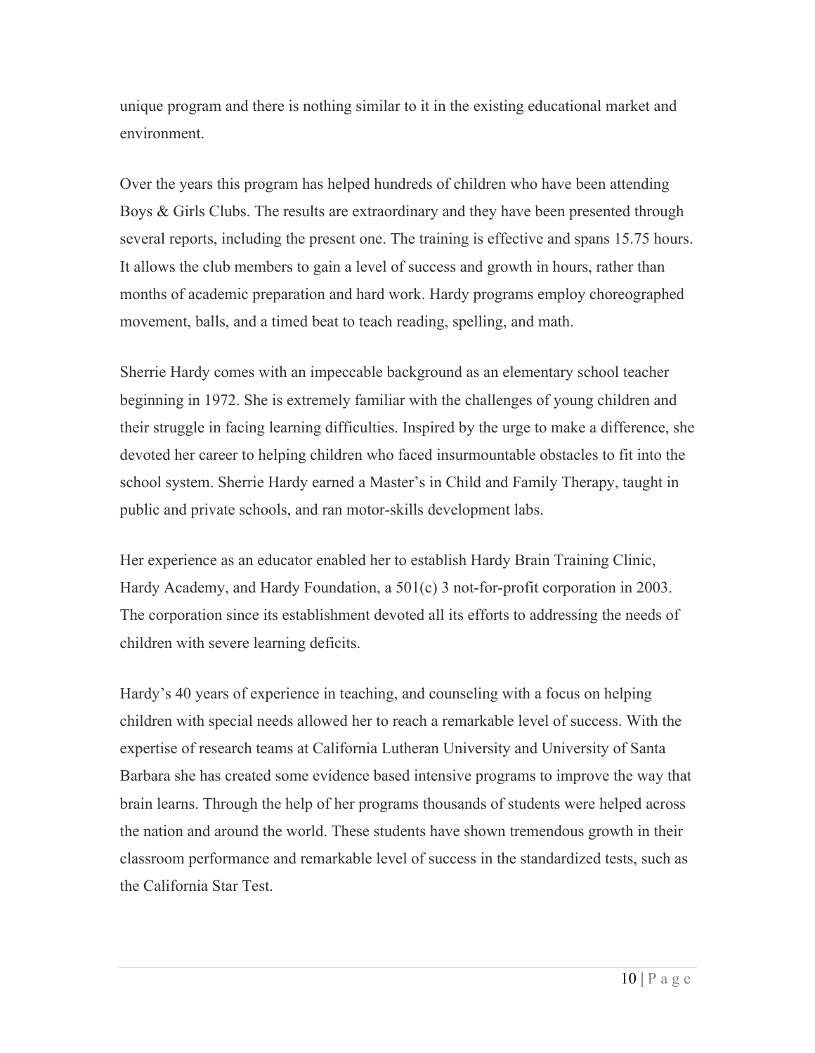unique program and there is nothing similar to it in the existing educational market and environment.

Over the years this program has helped hundreds of children who have been attending Boys & Girls Clubs. The results are extraordinary and they have been presented through several reports, including the present one. The training is effective and spans 15.75 hours. It allows the club members to gain a level of success and growth in hours, rather than months of academic preparation and hard work. Hardy programs employ choreographed movement, balls, and a timed beat to teach reading, spelling, and math.

Sherrie Hardy comes with an impeccable background as an elementary school teacher beginning in 1972. She is extremely familiar with the challenges of young children and their struggle in facing learning difficulties. Inspired by the urge to make a difference, she devoted her career to helping children who faced insurmountable obstacles to fit into the school system. Sherrie Hardy earned a Master's in Child and Family Therapy, taught in public and private schools, and ran motor-skills development labs.

Her experience as an educator enabled her to establish Hardy Brain Training Clinic, Hardy Academy, and Hardy Foundation, a 501(c) 3 not-for-profit corporation in 2003. The corporation since its establishment devoted all its efforts to addressing the needs of children with severe learning deficits.

Hardy's 40 years of experience in teaching, and counseling with a focus on helping children with special needs allowed her to reach a remarkable level of success. With the expertise of research teams at California Lutheran University and University of Santa Barbara she has created some evidence based intensive programs to improve the way that brain learns. Through the help of her programs thousands of students were helped across the nation and around the world. These students have shown tremendous growth in their classroom performance and remarkable level of success in the standardized tests, such as the California Star Test.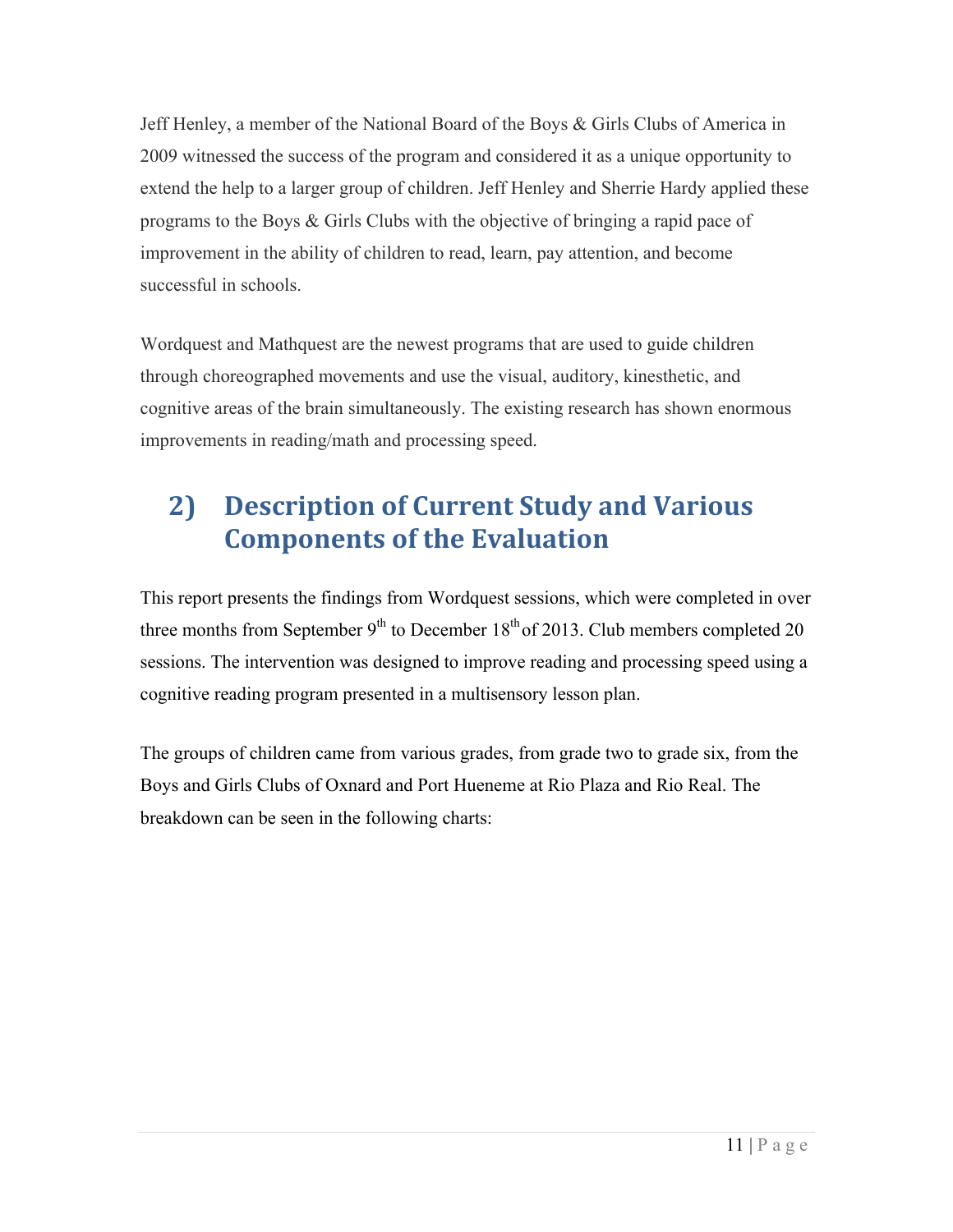Jeff Henley, a member of the National Board of the Boys & Girls Clubs of America in 2009 witnessed the success of the program and considered it as a unique opportunity to extend the help to a larger group of children. Jeff Henley and Sherrie Hardy applied these programs to the Boys & Girls Clubs with the objective of bringing a rapid pace of improvement in the ability of children to read, learn, pay attention, and become successful in schools.

Wordquest and Mathquest are the newest programs that are used to guide children through choreographed movements and use the visual, auditory, kinesthetic, and cognitive areas of the brain simultaneously. The existing research has shown enormous improvements in reading/math and processing speed.

## 2) Description of Current Study and Various Components of the Evaluation

This report presents the findings from Wordquest sessions, which were completed in over three months from September 9th to December 18th of 2013. Club members completed 20 sessions. The intervention was designed to improve reading and processing speed using a cognitive reading program presented in a multisensory lesson plan.

The groups of children came from various grades, from grade two to grade six, from the Boys and Girls Clubs of Oxnard and Port Hueneme at Rio Plaza and Rio Real. The breakdown can be seen in the following charts: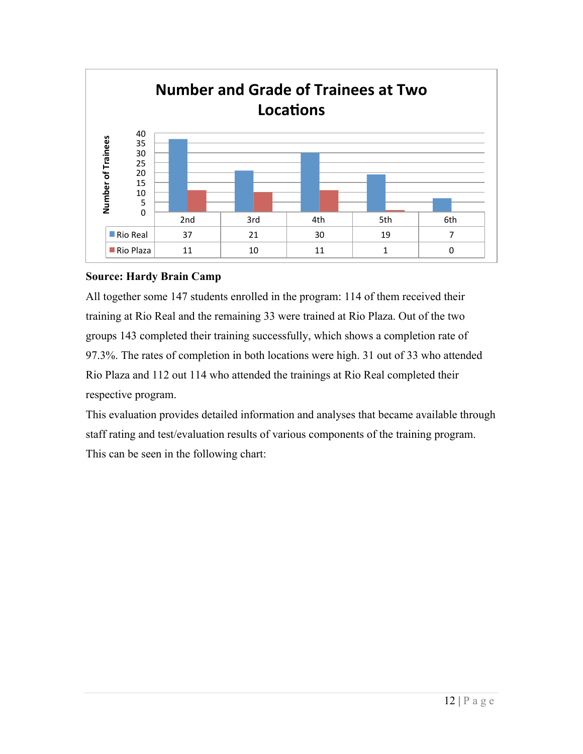**Number and Grade of Trainees at Two Locations**

| | 2nd | 3rd | 4th | 5th | 6th |
|---|---|---|---|---|---|
| Rio Real | 37 | 21 | 30 | 19 | 7 |
| Rio Plaza | 11 | 10 | 11 | 1 | 0 |

**Source: Hardy Brain Camp**

All together some 147 students enrolled in the program: 114 of them received their training at Rio Real and the remaining 33 were trained at Rio Plaza. Out of the two groups 143 completed their training successfully, which shows a completion rate of 97.3%. The rates of completion in both locations were high. 31 out of 33 who attended Rio Plaza and 112 out 114 who attended the trainings at Rio Real completed their respective program.

This evaluation provides detailed information and analyses that became available through staff rating and test/evaluation results of various components of the training program. This can be seen in the following chart: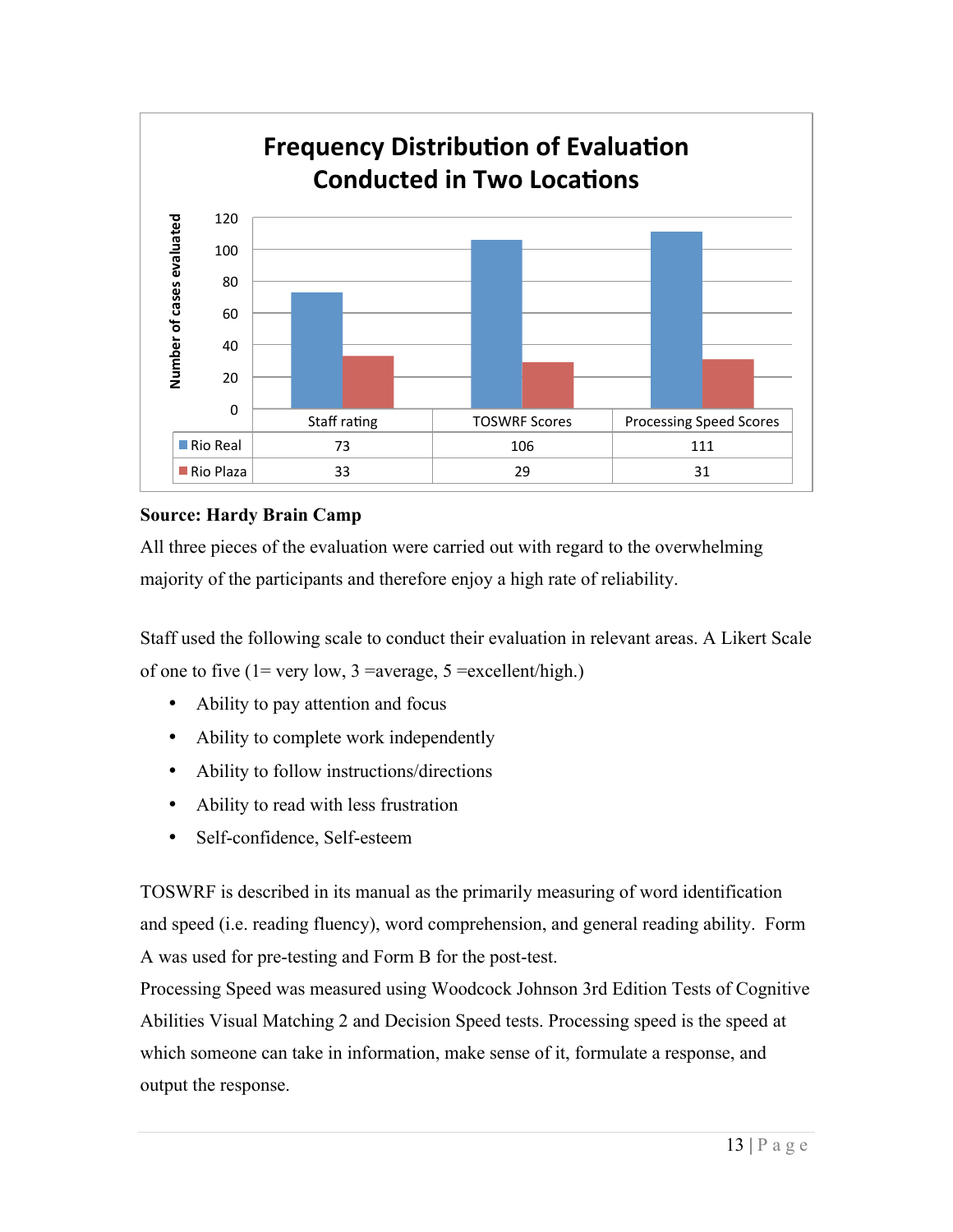**Frequency Distribution of Evaluation Conducted in Two Locations**

| | Staff rating | TOSWRF Scores | Processing Speed Scores |
|---|---|---|---|
| Rio Real | 73 | 106 | 111 |
| Rio Plaza | 33 | 29 | 31 |

**Source: Hardy Brain Camp**

All three pieces of the evaluation were carried out with regard to the overwhelming majority of the participants and therefore enjoy a high rate of reliability.

Staff used the following scale to conduct their evaluation in relevant areas. A Likert Scale of one to five (1= very low, 3 =average, 5 =excellent/high.)

- Ability to pay attention and focus
- Ability to complete work independently
- Ability to follow instructions/directions
- Ability to read with less frustration
- Self-confidence, Self-esteem

TOSWRF is described in its manual as the primarily measuring of word identification and speed (i.e. reading fluency), word comprehension, and general reading ability. Form A was used for pre-testing and Form B for the post-test.

Processing Speed was measured using Woodcock Johnson 3rd Edition Tests of Cognitive Abilities Visual Matching 2 and Decision Speed tests. Processing speed is the speed at which someone can take in information, make sense of it, formulate a response, and output the response.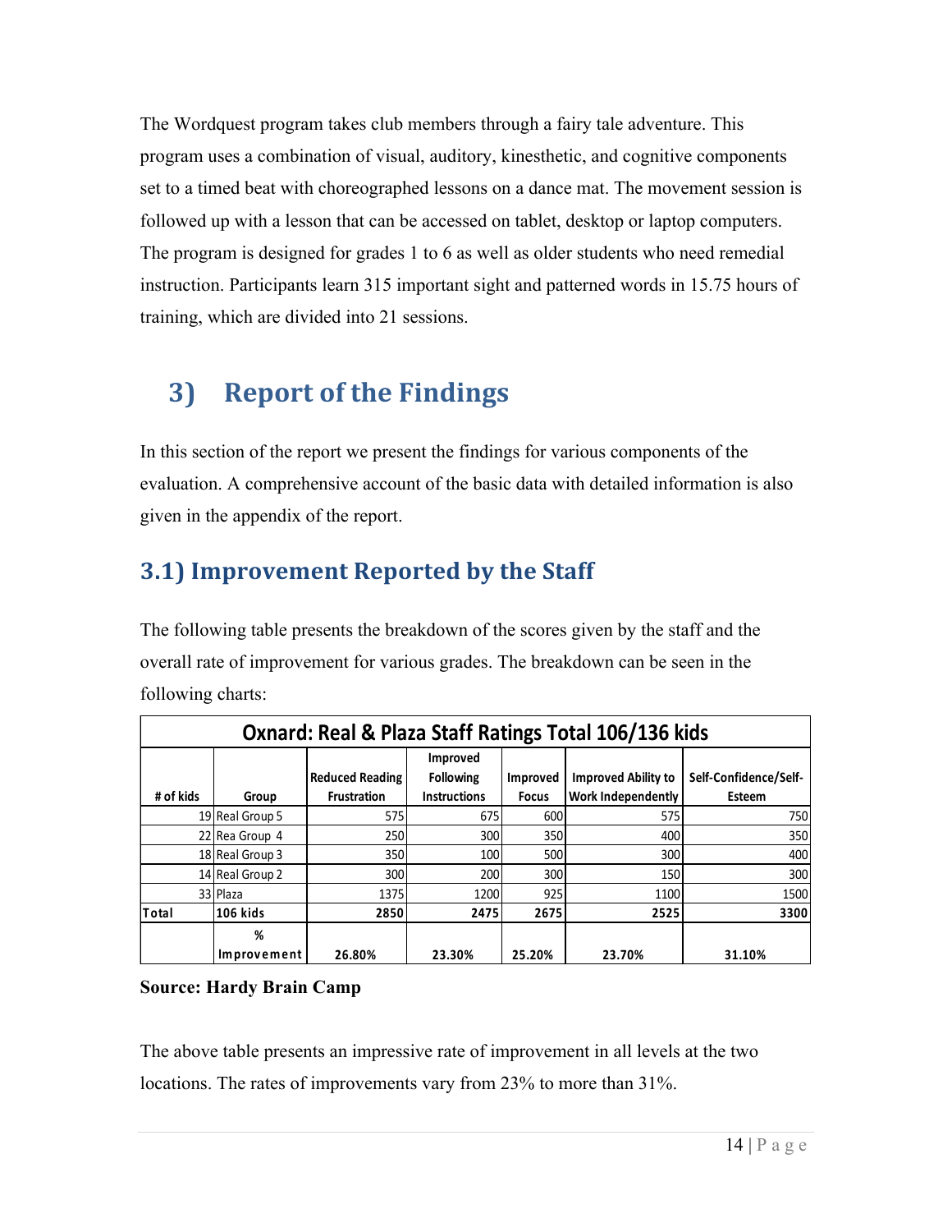The Wordquest program takes club members through a fairy tale adventure. This program uses a combination of visual, auditory, kinesthetic, and cognitive components set to a timed beat with choreographed lessons on a dance mat. The movement session is followed up with a lesson that can be accessed on tablet, desktop or laptop computers. The program is designed for grades 1 to 6 as well as older students who need remedial instruction. Participants learn 315 important sight and patterned words in 15.75 hours of training, which are divided into 21 sessions.

# 3) Report of the Findings

In this section of the report we present the findings for various components of the evaluation. A comprehensive account of the basic data with detailed information is also given in the appendix of the report.

## 3.1) Improvement Reported by the Staff

The following table presents the breakdown of the scores given by the staff and the overall rate of improvement for various grades. The breakdown can be seen in the following charts:

| Oxnard: Real & Plaza Staff Ratings Total 106/136 kids | | | | | | |
|---|---|---|---|---|---|---|
| # of kids | Group | Reduced Reading Frustration | Improved Following Instructions | Improved Focus | Improved Ability to Work Independently | Self-Confidence/Self-Esteem |
| 19 | Real Group 5 | 575 | 675 | 600 | 575 | 750 |
| 22 | Rea Group 4 | 250 | 300 | 350 | 400 | 350 |
| 18 | Real Group 3 | 350 | 100 | 500 | 300 | 400 |
| 14 | Real Group 2 | 300 | 200 | 300 | 150 | 300 |
| 33 | Plaza | 1375 | 1200 | 925 | 1100 | 1500 |
| **Total** | **106 kids** | **2850** | **2475** | **2675** | **2525** | **3300** |
| | **% Improvement** | **26.80%** | **23.30%** | **25.20%** | **23.70%** | **31.10%** |

**Source: Hardy Brain Camp**

The above table presents an impressive rate of improvement in all levels at the two locations. The rates of improvements vary from 23% to more than 31%.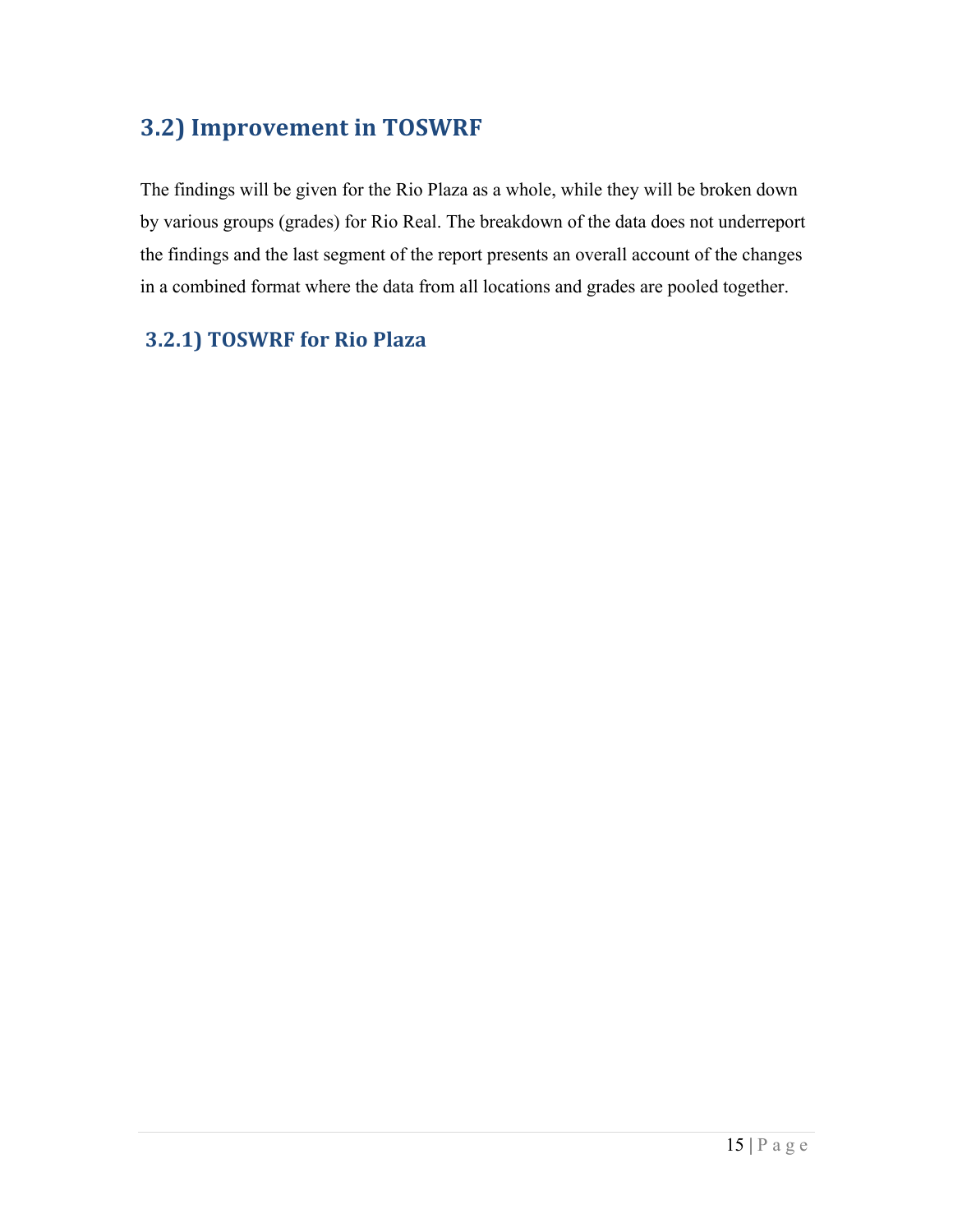## 3.2) Improvement in TOSWRF

The findings will be given for the Rio Plaza as a whole, while they will be broken down by various groups (grades) for Rio Real. The breakdown of the data does not underreport the findings and the last segment of the report presents an overall account of the changes in a combined format where the data from all locations and grades are pooled together.

### 3.2.1) TOSWRF for Rio Plaza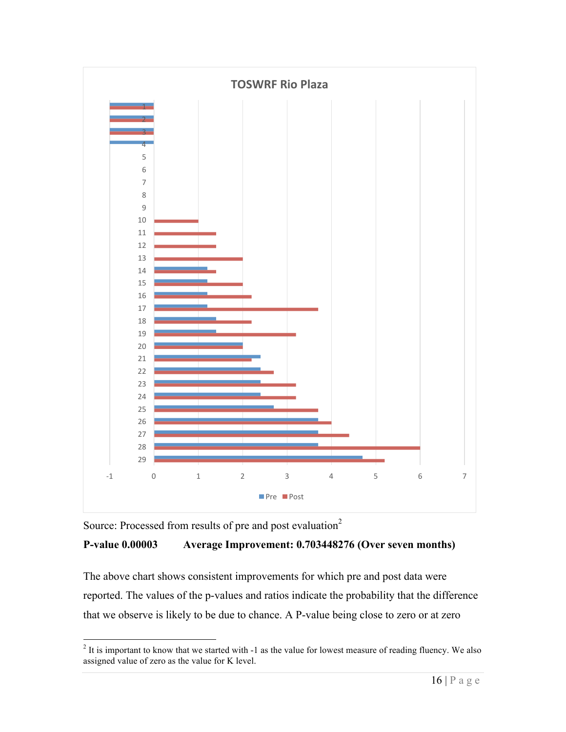**TOSWRF Rio Plaza**

Source: Processed from results of pre and post evaluation[2]

**P-value 0.00003 Average Improvement: 0.703448276 (Over seven months)**

The above chart shows consistent improvements for which pre and post data were reported. The values of the p-values and ratios indicate the probability that the difference that we observe is likely to be due to chance. A P-value being close to zero or at zero

[2] It is important to know that we started with -1 as the value for lowest measure of reading fluency. We also assigned value of zero as the value for K level.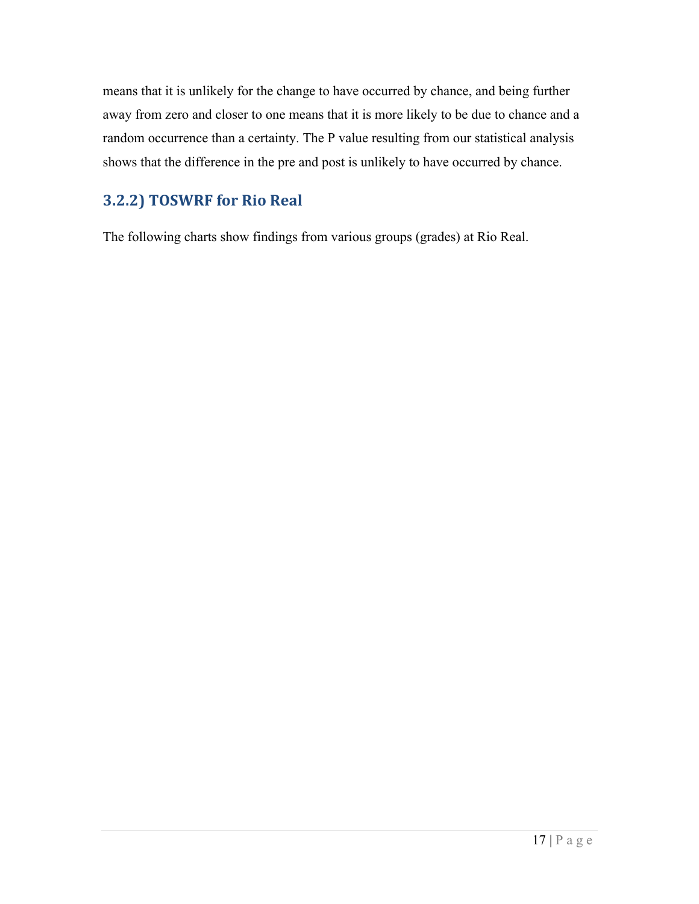means that it is unlikely for the change to have occurred by chance, and being further away from zero and closer to one means that it is more likely to be due to chance and a random occurrence than a certainty. The P value resulting from our statistical analysis shows that the difference in the pre and post is unlikely to have occurred by chance.

### 3.2.2) TOSWRF for Rio Real

The following charts show findings from various groups (grades) at Rio Real.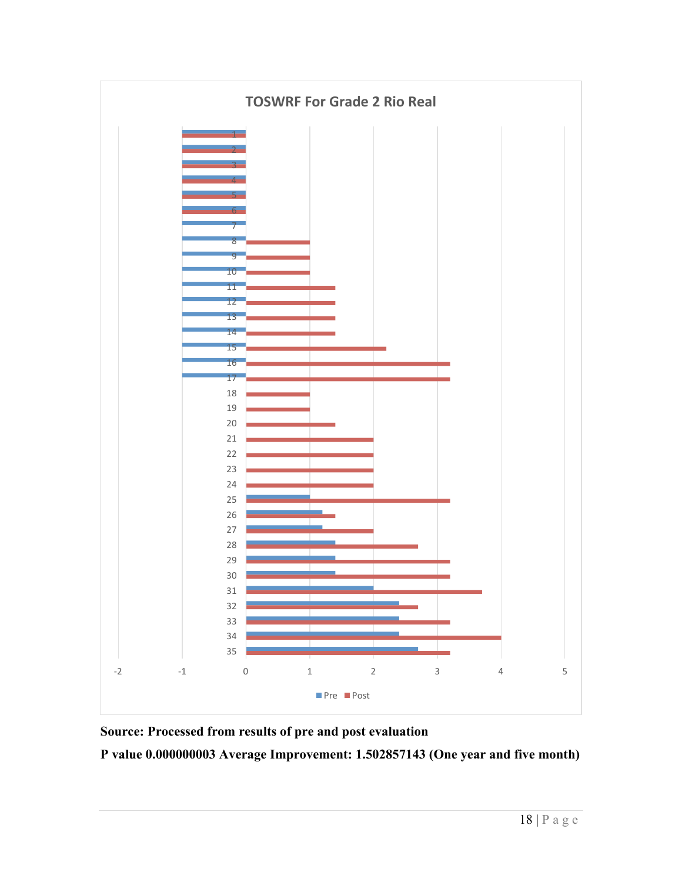**TOSWRF For Grade 2 Rio Real**

**Source: Processed from results of pre and post evaluation**

**P value 0.000000003 Average Improvement: 1.502857143 (One year and five month)**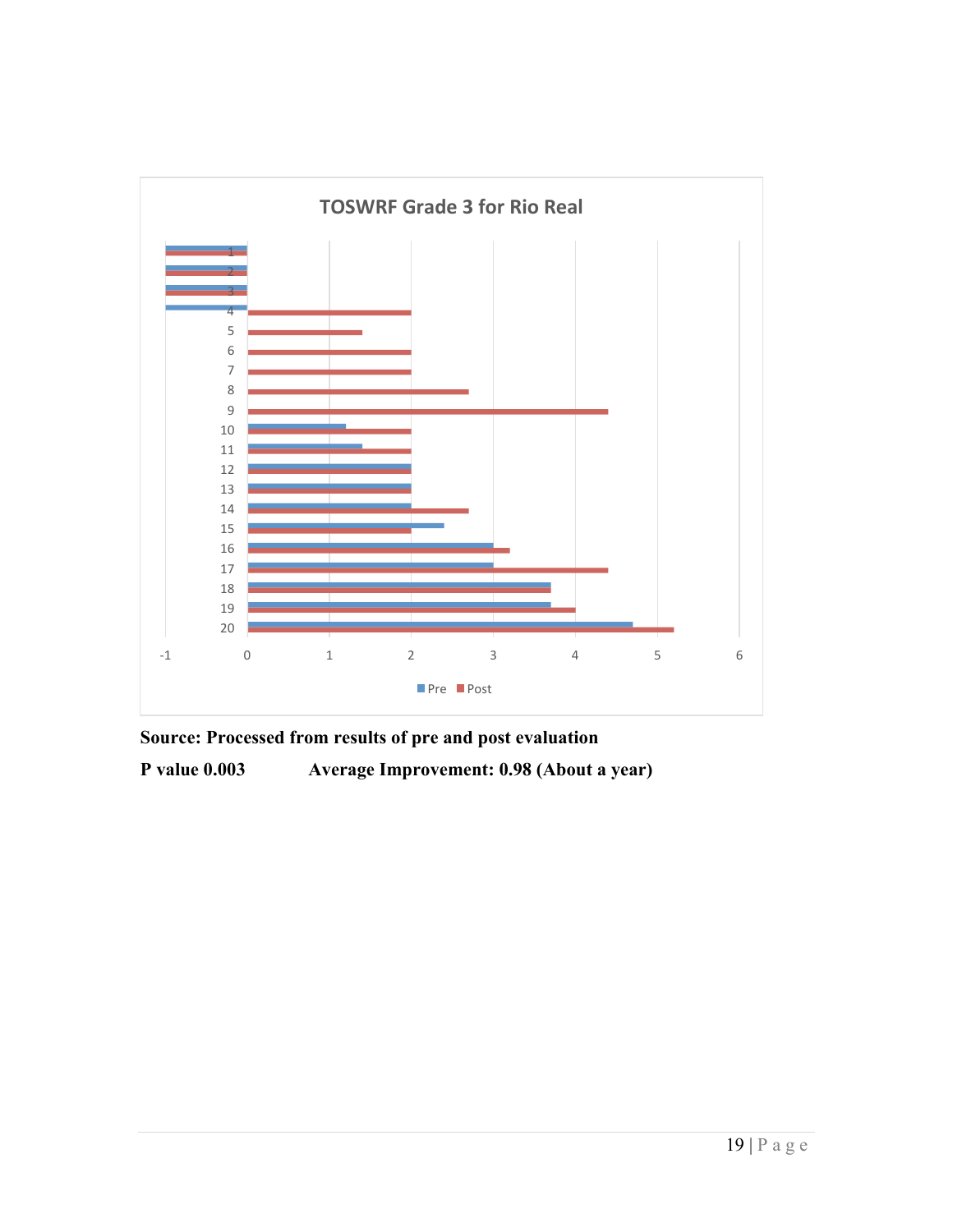**TOSWRF Grade 3 for Rio Real**

**Source: Processed from results of pre and post evaluation**

**P value 0.003 Average Improvement: 0.98 (About a year)**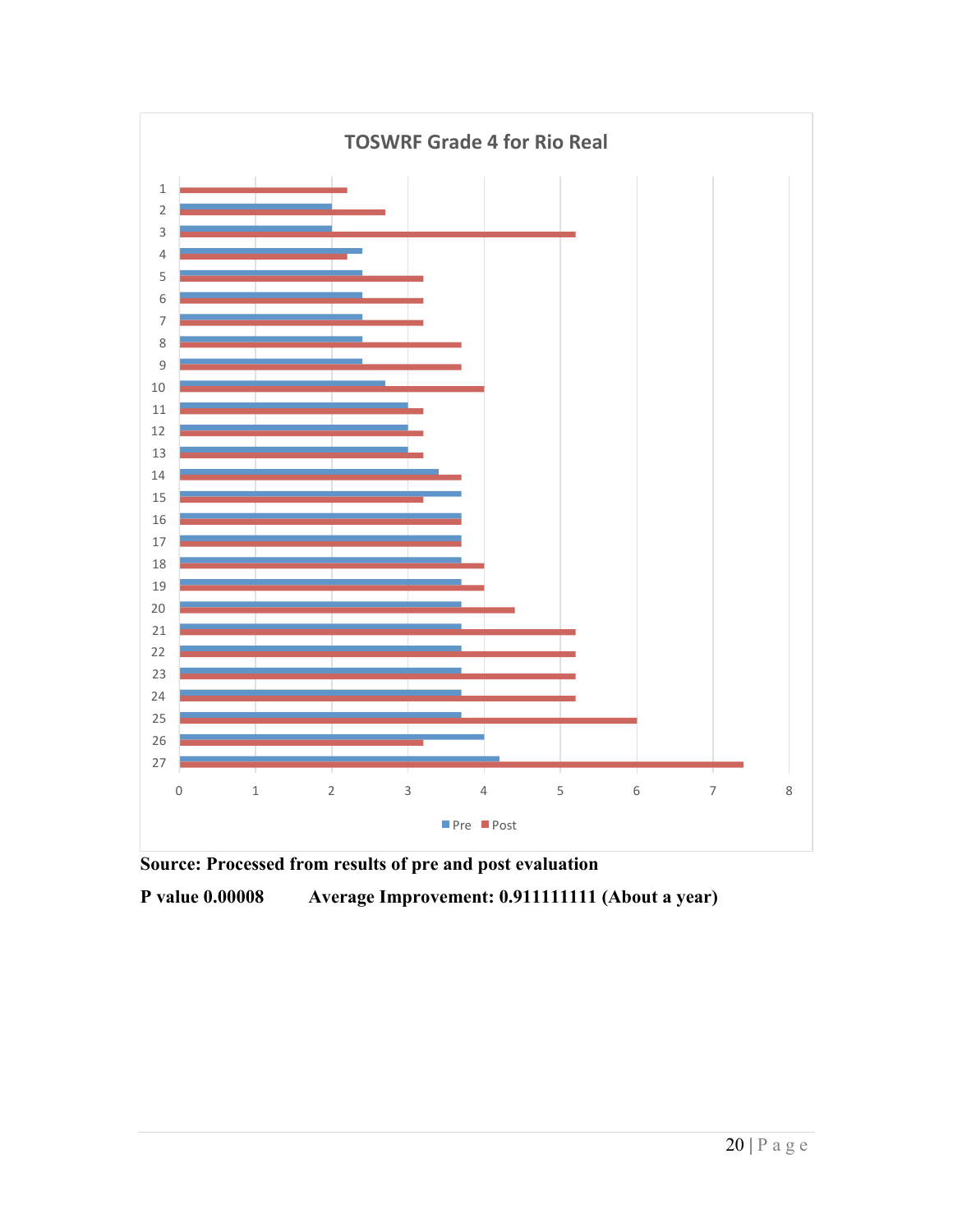**TOSWRF Grade 4 for Rio Real**

| Student | Pre | Post |
|---|---|---|
| 1 | | 2.2 |
| 2 | 2 | 2.7 |
| 3 | 2 | 5.2 |
| 4 | 2.4 | 2.2 |
| 5 | 2.4 | 3.2 |
| 6 | 2.4 | 3.2 |
| 7 | 2.4 | 3.2 |
| 8 | 2.4 | 3.7 |
| 9 | 2.4 | 3.7 |
| 10 | 2.7 | 4 |
| 11 | 3 | 3.2 |
| 12 | 3 | 3.2 |
| 13 | 3 | 3.2 |
| 14 | 3.4 | 3.7 |
| 15 | 3.7 | 3.2 |
| 16 | 3.7 | 3.7 |
| 17 | 3.7 | 3.7 |
| 18 | 3.7 | 4 |
| 19 | 3.7 | 4 |
| 20 | 3.7 | 4.4 |
| 21 | 3.7 | 5.2 |
| 22 | 3.7 | 5.2 |
| 23 | 3.7 | 5.2 |
| 24 | 3.7 | 5.2 |
| 25 | 3.7 | 6 |
| 26 | 4 | 3.2 |
| 27 | 4.2 | 7.4 |

**Source: Processed from results of pre and post evaluation**

**P value 0.00008 Average Improvement: 0.911111111 (About a year)**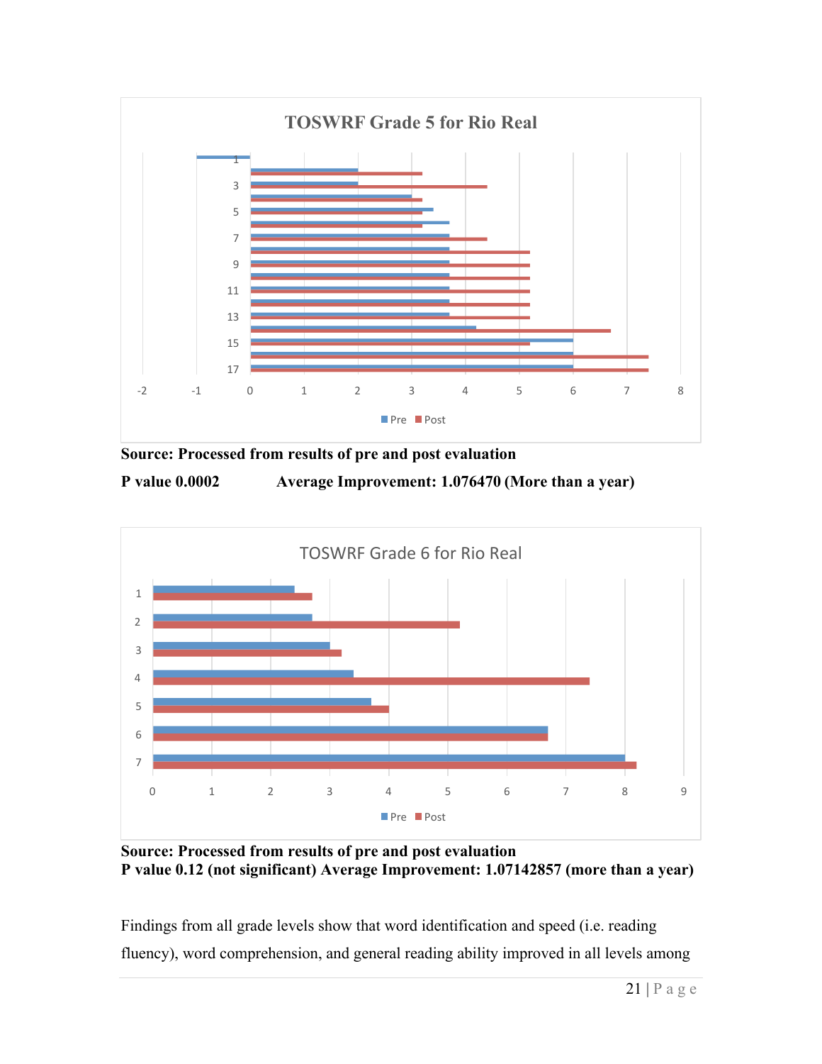**Source: Processed from results of pre and post evaluation**

**P value 0.0002 Average Improvement: 1.076470 (More than a year)**

**Source: Processed from results of pre and post evaluation**

**P value 0.12 (not significant) Average Improvement: 1.07142857 (more than a year)**

Findings from all grade levels show that word identification and speed (i.e. reading fluency), word comprehension, and general reading ability improved in all levels among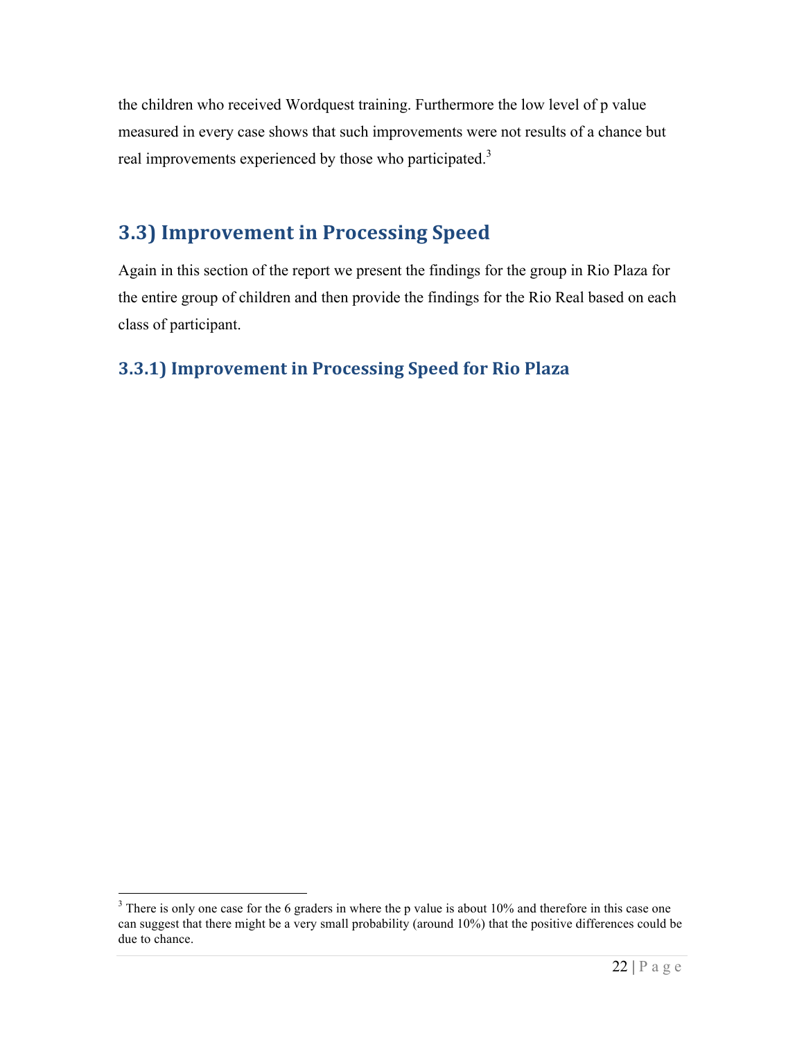the children who received Wordquest training. Furthermore the low level of p value measured in every case shows that such improvements were not results of a chance but real improvements experienced by those who participated.[3]

## 3.3) Improvement in Processing Speed

Again in this section of the report we present the findings for the group in Rio Plaza for the entire group of children and then provide the findings for the Rio Real based on each class of participant.

### 3.3.1) Improvement in Processing Speed for Rio Plaza

[3] There is only one case for the 6 graders in where the p value is about 10% and therefore in this case one can suggest that there might be a very small probability (around 10%) that the positive differences could be due to chance.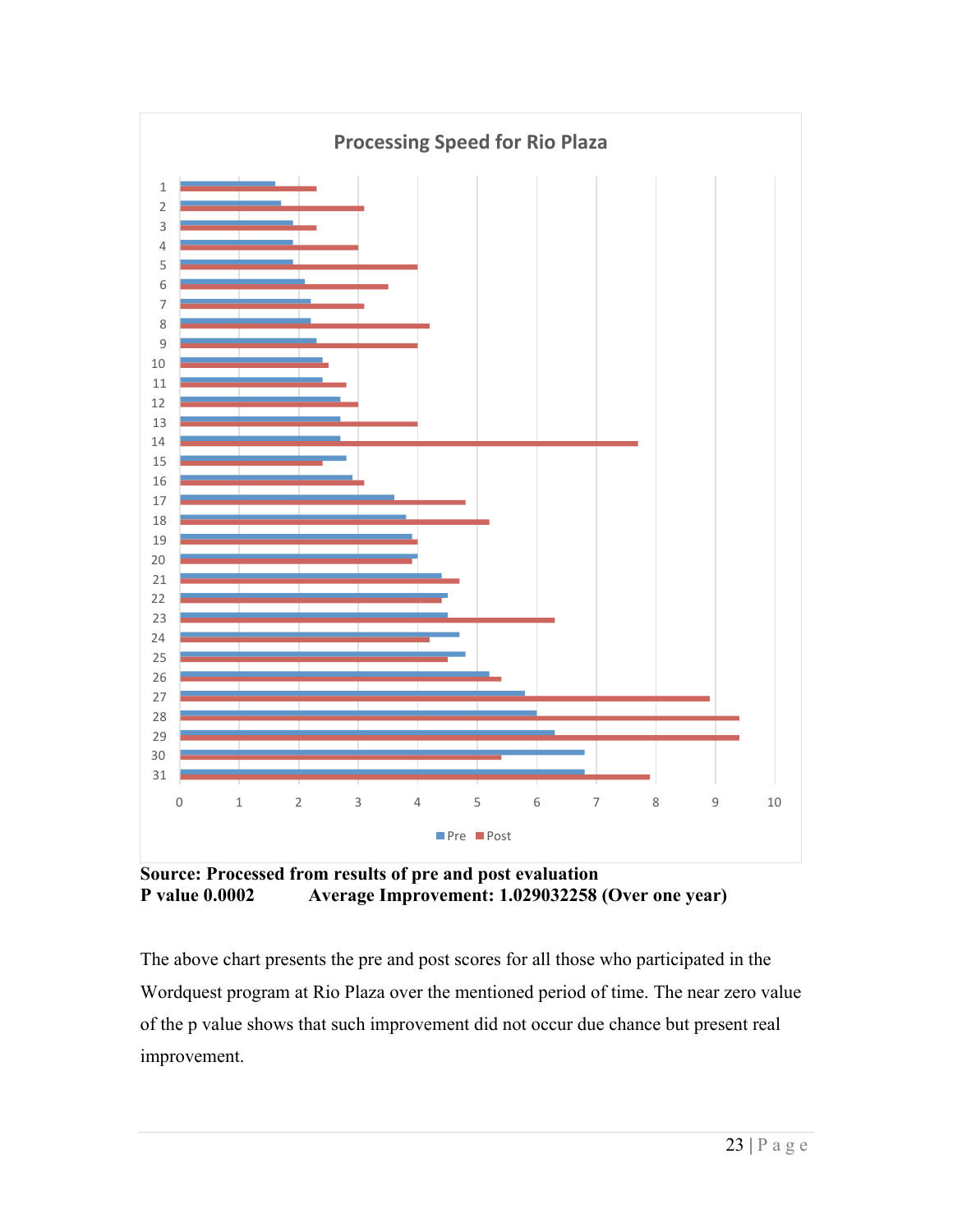**Processing Speed for Rio Plaza**

**Source: Processed from results of pre and post evaluation**
**P value 0.0002 Average Improvement: 1.029032258 (Over one year)**

The above chart presents the pre and post scores for all those who participated in the Wordquest program at Rio Plaza over the mentioned period of time. The near zero value of the p value shows that such improvement did not occur due chance but present real improvement.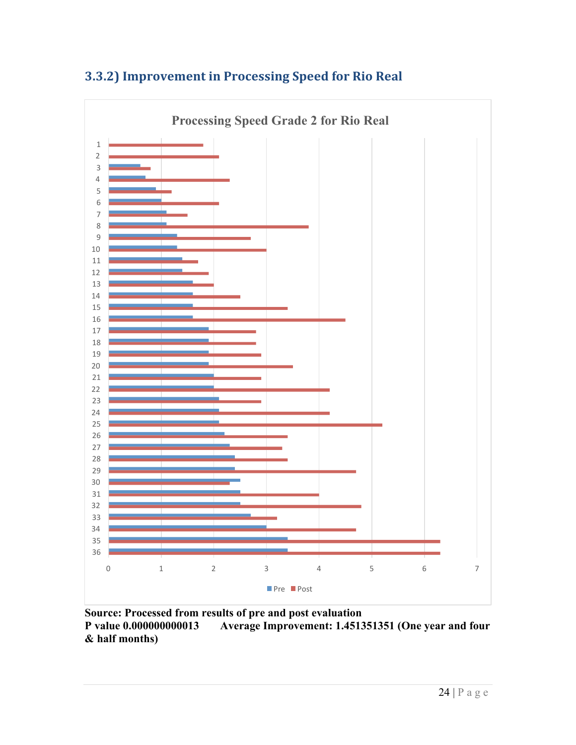### 3.3.2) Improvement in Processing Speed for Rio Real

**Processing Speed Grade 2 for Rio Real**

**Source: Processed from results of pre and post evaluation**
**P value 0.000000000013        Average Improvement: 1.451351351 (One year and four & half months)**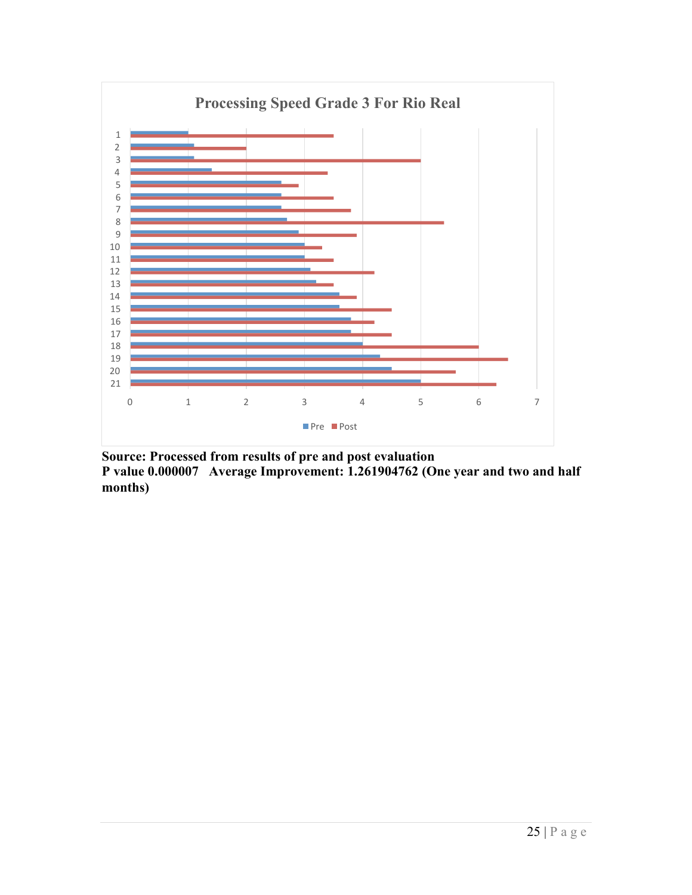**Processing Speed Grade 3 For Rio Real**

**Source: Processed from results of pre and post evaluation**
**P value 0.000007 Average Improvement: 1.261904762 (One year and two and half months)**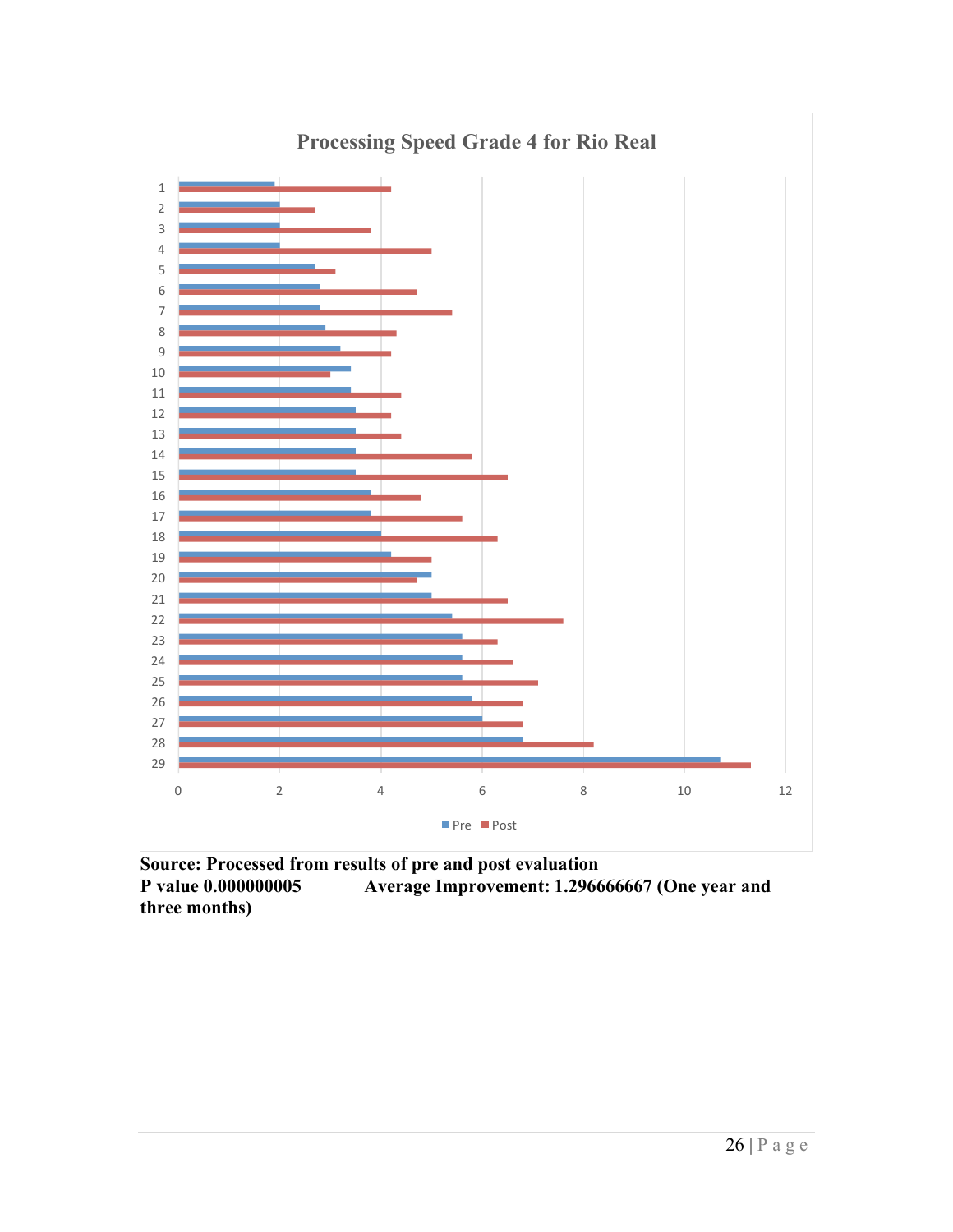**Processing Speed Grade 4 for Rio Real**

**Source: Processed from results of pre and post evaluation**
**P value 0.000000005 Average Improvement: 1.296666667 (One year and three months)**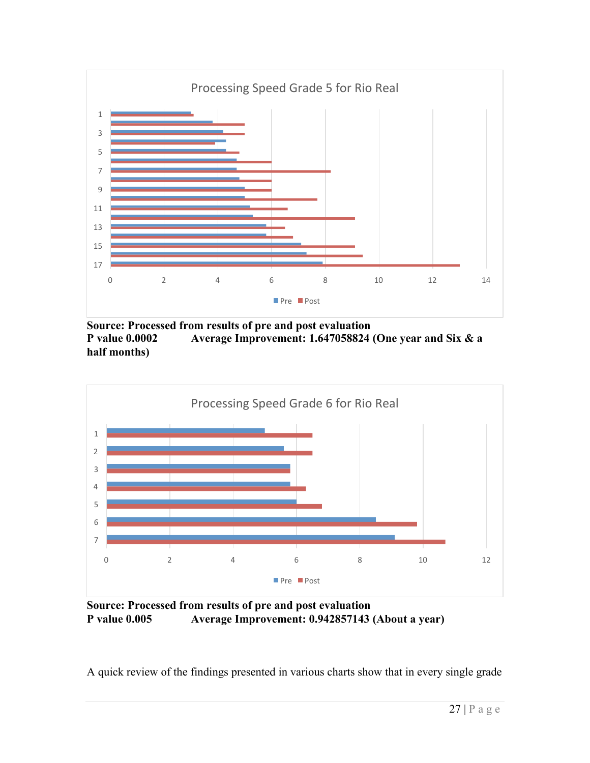Processing Speed Grade 5 for Rio Real

**Source: Processed from results of pre and post evaluation**
**P value 0.0002 Average Improvement: 1.647058824 (One year and Six & a half months)**

Processing Speed Grade 6 for Rio Real

**Source: Processed from results of pre and post evaluation**
**P value 0.005 Average Improvement: 0.942857143 (About a year)**

A quick review of the findings presented in various charts show that in every single grade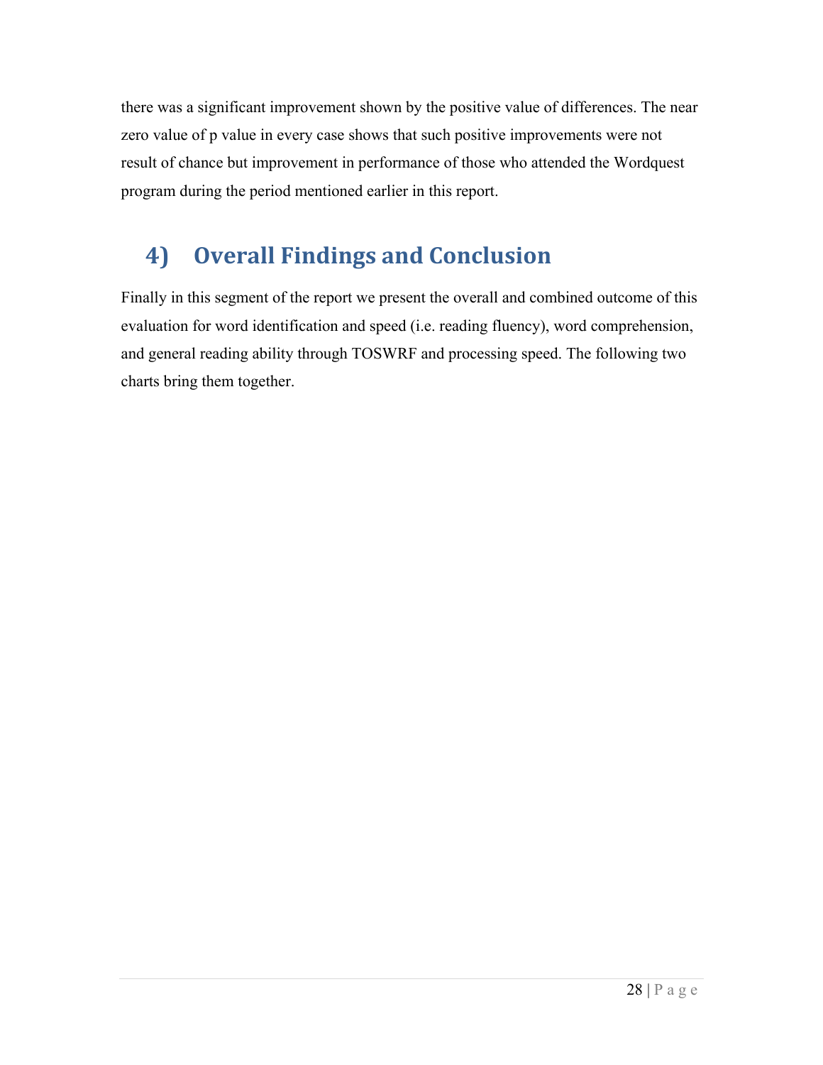there was a significant improvement shown by the positive value of differences. The near zero value of p value in every case shows that such positive improvements were not result of chance but improvement in performance of those who attended the Wordquest program during the period mentioned earlier in this report.

## 4) Overall Findings and Conclusion

Finally in this segment of the report we present the overall and combined outcome of this evaluation for word identification and speed (i.e. reading fluency), word comprehension, and general reading ability through TOSWRF and processing speed. The following two charts bring them together.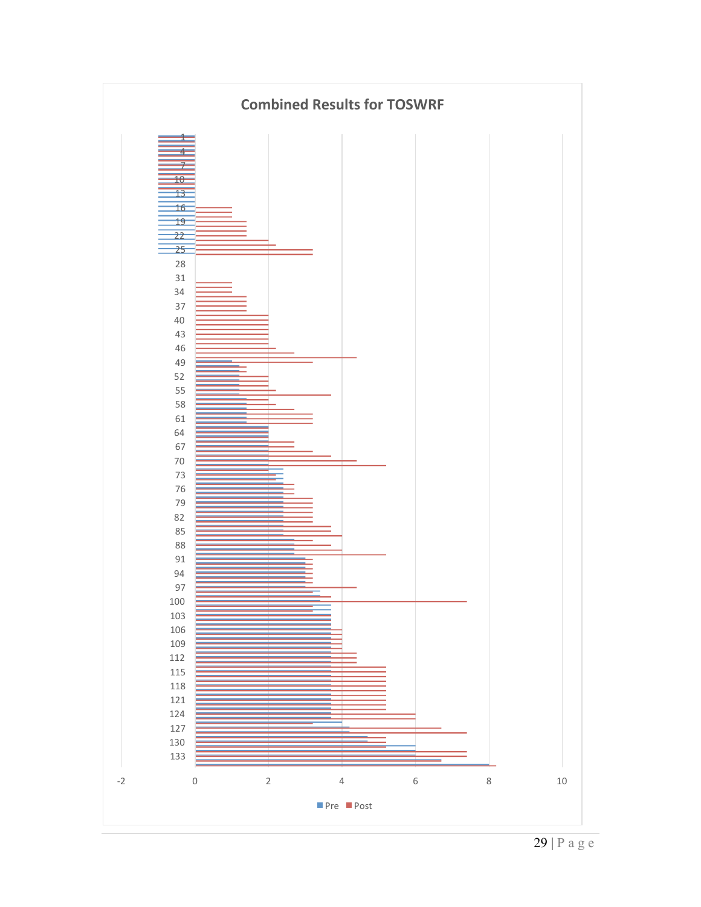**Combined Results for TOSWRF**

Pre ■ Post ■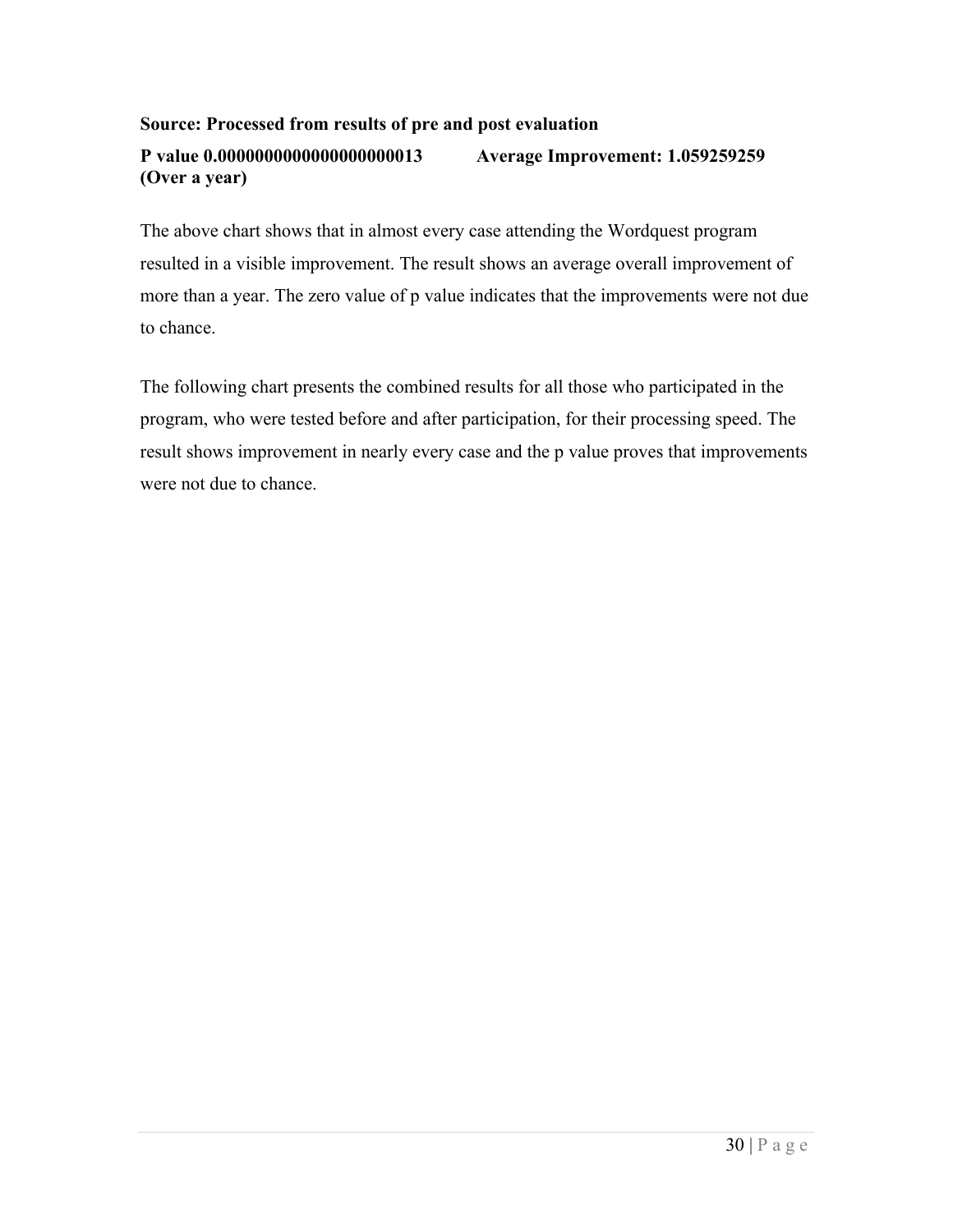**Source: Processed from results of pre and post evaluation**

**P value 0.0000000000000000000013          Average Improvement: 1.059259259 (Over a year)**

The above chart shows that in almost every case attending the Wordquest program resulted in a visible improvement. The result shows an average overall improvement of more than a year. The zero value of p value indicates that the improvements were not due to chance.

The following chart presents the combined results for all those who participated in the program, who were tested before and after participation, for their processing speed. The result shows improvement in nearly every case and the p value proves that improvements were not due to chance.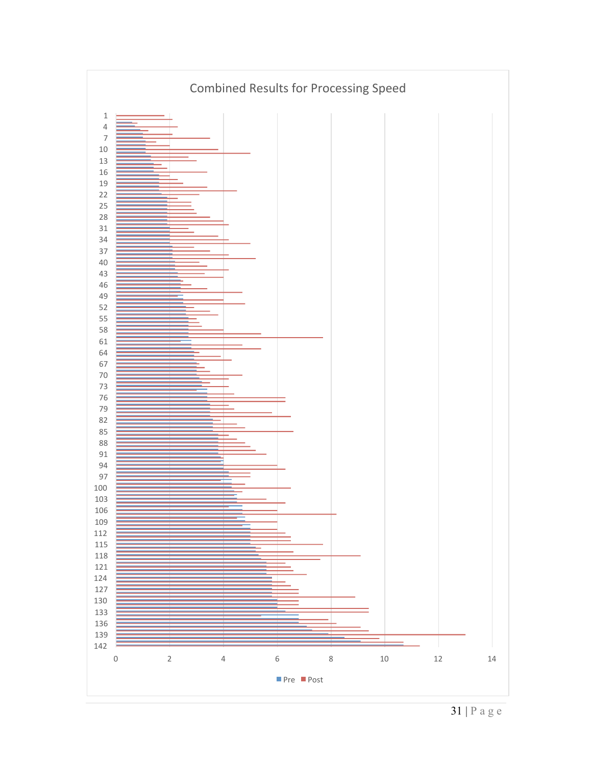Combined Results for Processing Speed

Pre / Post

0 2 4 6 8 10 12 14

1, 4, 7, 10, 13, 16, 19, 22, 25, 28, 31, 34, 37, 40, 43, 46, 49, 52, 55, 58, 61, 64, 67, 70, 73, 76, 79, 82, 85, 88, 91, 94, 97, 100, 103, 106, 109, 112, 115, 118, 121, 124, 127, 130, 133, 136, 139, 142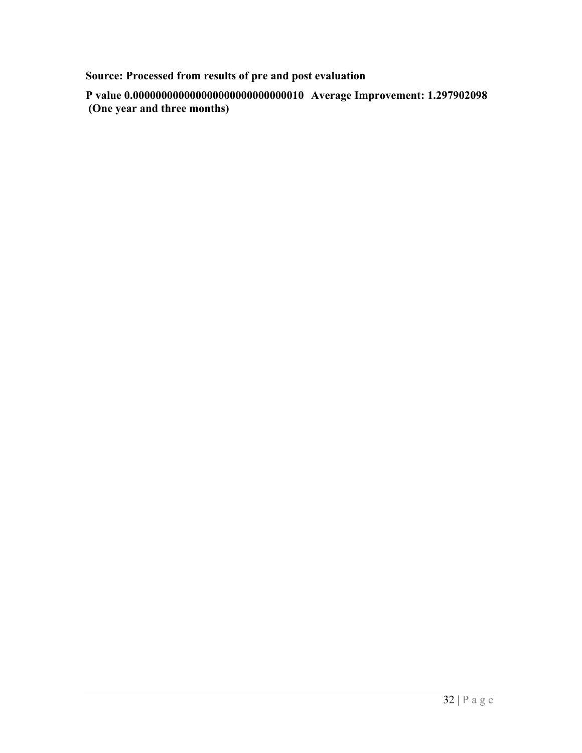**Source: Processed from results of pre and post evaluation**

**P value 0.0000000000000000000000000000010 Average Improvement: 1.297902098 (One year and three months)**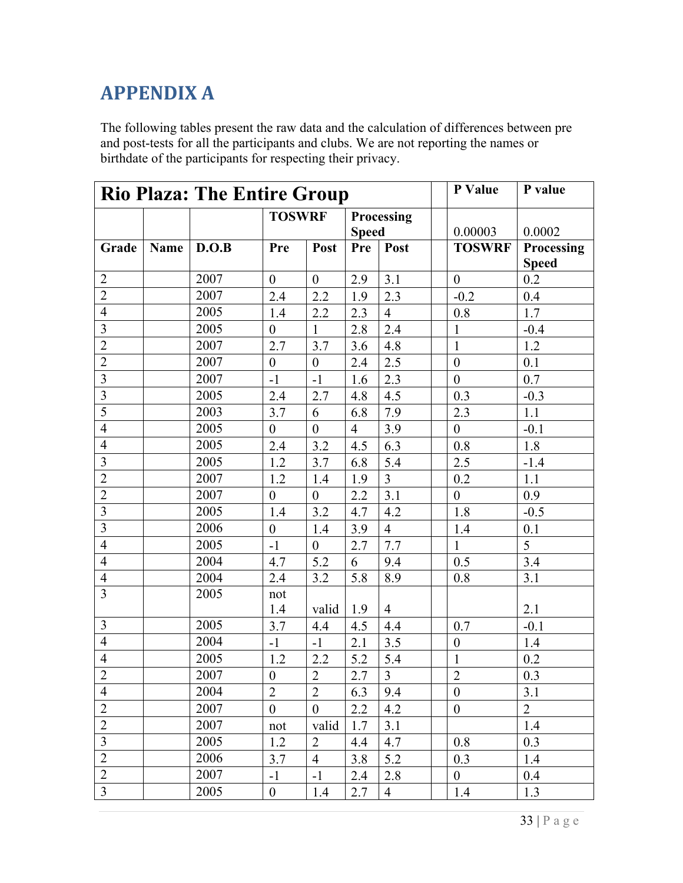# APPENDIX A

The following tables present the raw data and the calculation of differences between pre and post-tests for all the participants and clubs. We are not reporting the names or birthdate of the participants for respecting their privacy.

| Rio Plaza: The Entire Group | | | | | | | | P Value | P value |
|---|---|---|---|---|---|---|---|---|---|
| | | | TOSWRF | | Processing Speed | | | 0.00003 | 0.0002 |
| Grade | Name | D.O.B | Pre | Post | Pre | Post | | TOSWRF | Processing Speed |
| 2 | | 2007 | 0 | 0 | 2.9 | 3.1 | | 0 | 0.2 |
| 2 | | 2007 | 2.4 | 2.2 | 1.9 | 2.3 | | -0.2 | 0.4 |
| 4 | | 2005 | 1.4 | 2.2 | 2.3 | 4 | | 0.8 | 1.7 |
| 3 | | 2005 | 0 | 1 | 2.8 | 2.4 | | 1 | -0.4 |
| 2 | | 2007 | 2.7 | 3.7 | 3.6 | 4.8 | | 1 | 1.2 |
| 2 | | 2007 | 0 | 0 | 2.4 | 2.5 | | 0 | 0.1 |
| 3 | | 2007 | -1 | -1 | 1.6 | 2.3 | | 0 | 0.7 |
| 3 | | 2005 | 2.4 | 2.7 | 4.8 | 4.5 | | 0.3 | -0.3 |
| 5 | | 2003 | 3.7 | 6 | 6.8 | 7.9 | | 2.3 | 1.1 |
| 4 | | 2005 | 0 | 0 | 4 | 3.9 | | 0 | -0.1 |
| 4 | | 2005 | 2.4 | 3.2 | 4.5 | 6.3 | | 0.8 | 1.8 |
| 3 | | 2005 | 1.2 | 3.7 | 6.8 | 5.4 | | 2.5 | -1.4 |
| 2 | | 2007 | 1.2 | 1.4 | 1.9 | 3 | | 0.2 | 1.1 |
| 2 | | 2007 | 0 | 0 | 2.2 | 3.1 | | 0 | 0.9 |
| 3 | | 2005 | 1.4 | 3.2 | 4.7 | 4.2 | | 1.8 | -0.5 |
| 3 | | 2006 | 0 | 1.4 | 3.9 | 4 | | 1.4 | 0.1 |
| 4 | | 2005 | -1 | 0 | 2.7 | 7.7 | | 1 | 5 |
| 4 | | 2004 | 4.7 | 5.2 | 6 | 9.4 | | 0.5 | 3.4 |
| 4 | | 2004 | 2.4 | 3.2 | 5.8 | 8.9 | | 0.8 | 3.1 |
| 3 | | 2005 | not 1.4 | valid | 1.9 | 4 | | | 2.1 |
| 3 | | 2005 | 3.7 | 4.4 | 4.5 | 4.4 | | 0.7 | -0.1 |
| 4 | | 2004 | -1 | -1 | 2.1 | 3.5 | | 0 | 1.4 |
| 4 | | 2005 | 1.2 | 2.2 | 5.2 | 5.4 | | 1 | 0.2 |
| 2 | | 2007 | 0 | 2 | 2.7 | 3 | | 2 | 0.3 |
| 4 | | 2004 | 2 | 2 | 6.3 | 9.4 | | 0 | 3.1 |
| 2 | | 2007 | 0 | 0 | 2.2 | 4.2 | | 0 | 2 |
| 2 | | 2007 | not | valid | 1.7 | 3.1 | | | 1.4 |
| 3 | | 2005 | 1.2 | 2 | 4.4 | 4.7 | | 0.8 | 0.3 |
| 2 | | 2006 | 3.7 | 4 | 3.8 | 5.2 | | 0.3 | 1.4 |
| 2 | | 2007 | -1 | -1 | 2.4 | 2.8 | | 0 | 0.4 |
| 3 | | 2005 | 0 | 1.4 | 2.7 | 4 | | 1.4 | 1.3 |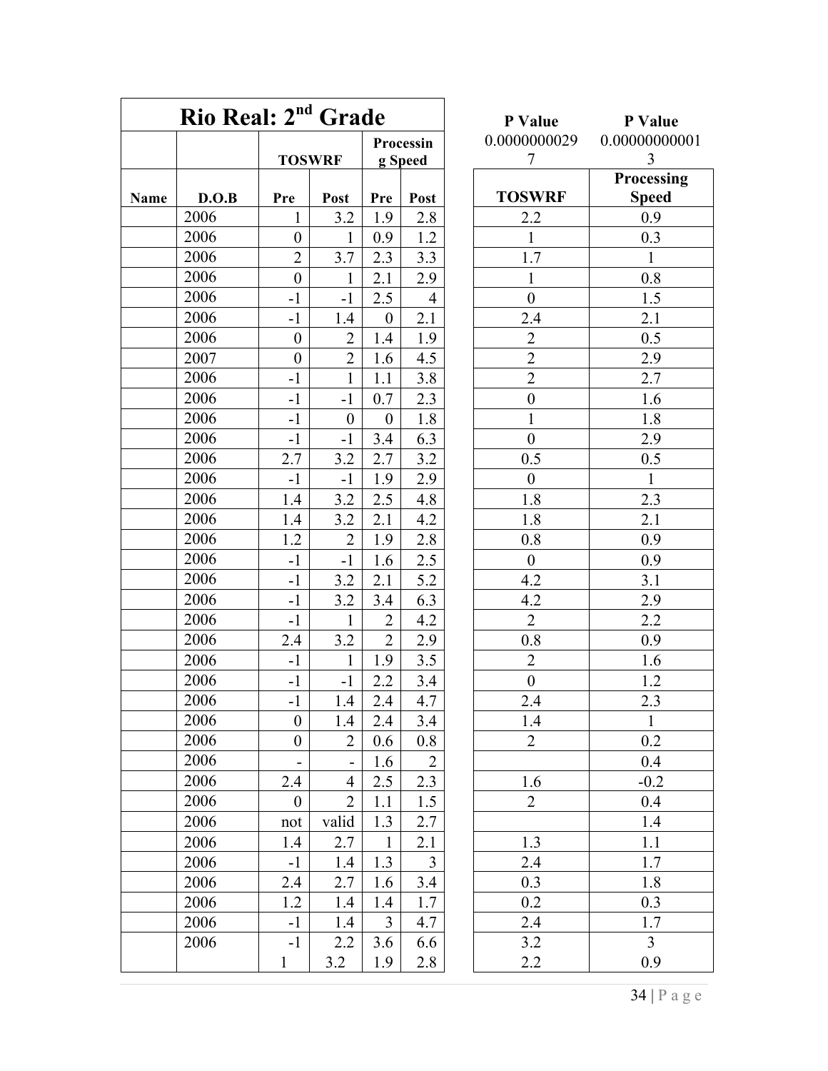| Rio Real: 2nd Grade | | | | | |
|---|---|---|---|---|---|
| | | TOSWRF | | Processing Speed | |
| Name | D.O.B | Pre | Post | Pre | Post |
| | 2006 | 1 | 3.2 | 1.9 | 2.8 |
| | 2006 | 0 | 1 | 0.9 | 1.2 |
| | 2006 | 2 | 3.7 | 2.3 | 3.3 |
| | 2006 | 0 | 1 | 2.1 | 2.9 |
| | 2006 | -1 | -1 | 2.5 | 4 |
| | 2006 | -1 | 1.4 | 0 | 2.1 |
| | 2006 | 0 | 2 | 1.4 | 1.9 |
| | 2007 | 0 | 2 | 1.6 | 4.5 |
| | 2006 | -1 | 1 | 1.1 | 3.8 |
| | 2006 | -1 | -1 | 0.7 | 2.3 |
| | 2006 | -1 | 0 | 0 | 1.8 |
| | 2006 | -1 | -1 | 3.4 | 6.3 |
| | 2006 | 2.7 | 3.2 | 2.7 | 3.2 |
| | 2006 | -1 | -1 | 1.9 | 2.9 |
| | 2006 | 1.4 | 3.2 | 2.5 | 4.8 |
| | 2006 | 1.4 | 3.2 | 2.1 | 4.2 |
| | 2006 | 1.2 | 2 | 1.9 | 2.8 |
| | 2006 | -1 | -1 | 1.6 | 2.5 |
| | 2006 | -1 | 3.2 | 2.1 | 5.2 |
| | 2006 | -1 | 3.2 | 3.4 | 6.3 |
| | 2006 | -1 | 1 | 2 | 4.2 |
| | 2006 | 2.4 | 3.2 | 2 | 2.9 |
| | 2006 | -1 | 1 | 1.9 | 3.5 |
| | 2006 | -1 | -1 | 2.2 | 3.4 |
| | 2006 | -1 | 1.4 | 2.4 | 4.7 |
| | 2006 | 0 | 1.4 | 2.4 | 3.4 |
| | 2006 | 0 | 2 | 0.6 | 0.8 |
| | 2006 | - | - | 1.6 | 2 |
| | 2006 | 2.4 | 4 | 2.5 | 2.3 |
| | 2006 | 0 | 2 | 1.1 | 1.5 |
| | 2006 | not | valid | 1.3 | 2.7 |
| | 2006 | 1.4 | 2.7 | 1 | 2.1 |
| | 2006 | -1 | 1.4 | 1.3 | 3 |
| | 2006 | 2.4 | 2.7 | 1.6 | 3.4 |
| | 2006 | 1.2 | 1.4 | 1.4 | 1.7 |
| | 2006 | -1 | 1.4 | 3 | 4.7 |
| | 2006 | -1 | 2.2 | 3.6 | 6.6 |
| | | 1 | 3.2 | 1.9 | 2.8 |

| P Value | P Value |
|---|---|
| 0.00000000297 | 0.000000000013 |
| TOSWRF | Processing Speed |
| 2.2 | 0.9 |
| 1 | 0.3 |
| 1.7 | 1 |
| 1 | 0.8 |
| 0 | 1.5 |
| 2.4 | 2.1 |
| 2 | 0.5 |
| 2 | 2.9 |
| 2 | 2.7 |
| 0 | 1.6 |
| 1 | 1.8 |
| 0 | 2.9 |
| 0.5 | 0.5 |
| 0 | 1 |
| 1.8 | 2.3 |
| 1.8 | 2.1 |
| 0.8 | 0.9 |
| 0 | 0.9 |
| 4.2 | 3.1 |
| 4.2 | 2.9 |
| 2 | 2.2 |
| 0.8 | 0.9 |
| 2 | 1.6 |
| 0 | 1.2 |
| 2.4 | 2.3 |
| 1.4 | 1 |
| 2 | 0.2 |
| | 0.4 |
| 1.6 | -0.2 |
| 2 | 0.4 |
| | 1.4 |
| 1.3 | 1.1 |
| 2.4 | 1.7 |
| 0.3 | 1.8 |
| 0.2 | 0.3 |
| 2.4 | 1.7 |
| 3.2 | 3 |
| 2.2 | 0.9 |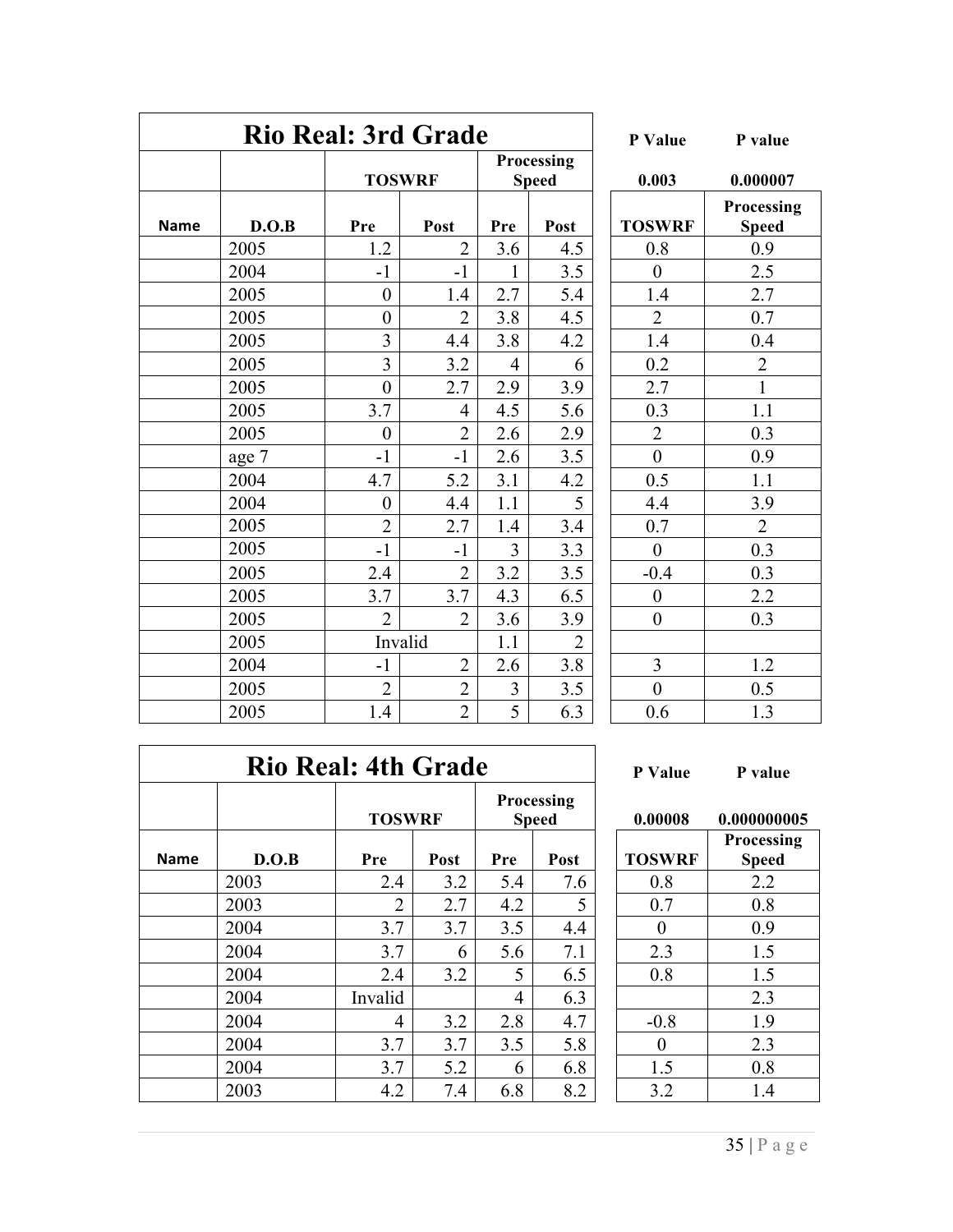| Rio Real: 3rd Grade | | | | | | | P Value | P value |
|---|---|---|---|---|---|---|---|---|
| | | TOSWRF | | Processing Speed | | | 0.003 | 0.000007 |
| Name | D.O.B | Pre | Post | Pre | Post | | TOSWRF | Processing Speed |
| | 2005 | 1.2 | 2 | 3.6 | 4.5 | | 0.8 | 0.9 |
| | 2004 | -1 | -1 | 1 | 3.5 | | 0 | 2.5 |
| | 2005 | 0 | 1.4 | 2.7 | 5.4 | | 1.4 | 2.7 |
| | 2005 | 0 | 2 | 3.8 | 4.5 | | 2 | 0.7 |
| | 2005 | 3 | 4.4 | 3.8 | 4.2 | | 1.4 | 0.4 |
| | 2005 | 3 | 3.2 | 4 | 6 | | 0.2 | 2 |
| | 2005 | 0 | 2.7 | 2.9 | 3.9 | | 2.7 | 1 |
| | 2005 | 3.7 | 4 | 4.5 | 5.6 | | 0.3 | 1.1 |
| | 2005 | 0 | 2 | 2.6 | 2.9 | | 2 | 0.3 |
| | age 7 | -1 | -1 | 2.6 | 3.5 | | 0 | 0.9 |
| | 2004 | 4.7 | 5.2 | 3.1 | 4.2 | | 0.5 | 1.1 |
| | 2004 | 0 | 4.4 | 1.1 | 5 | | 4.4 | 3.9 |
| | 2005 | 2 | 2.7 | 1.4 | 3.4 | | 0.7 | 2 |
| | 2005 | -1 | -1 | 3 | 3.3 | | 0 | 0.3 |
| | 2005 | 2.4 | 2 | 3.2 | 3.5 | | -0.4 | 0.3 |
| | 2005 | 3.7 | 3.7 | 4.3 | 6.5 | | 0 | 2.2 |
| | 2005 | 2 | 2 | 3.6 | 3.9 | | 0 | 0.3 |
| | 2005 | Invalid | | 1.1 | 2 | | | |
| | 2004 | -1 | 2 | 2.6 | 3.8 | | 3 | 1.2 |
| | 2005 | 2 | 2 | 3 | 3.5 | | 0 | 0.5 |
| | 2005 | 1.4 | 2 | 5 | 6.3 | | 0.6 | 1.3 |

| Rio Real: 4th Grade | | | | | | | P Value | P value |
|---|---|---|---|---|---|---|---|---|
| | | TOSWRF | | Processing Speed | | | 0.00008 | 0.000000005 |
| Name | D.O.B | Pre | Post | Pre | Post | | TOSWRF | Processing Speed |
| | 2003 | 2.4 | 3.2 | 5.4 | 7.6 | | 0.8 | 2.2 |
| | 2003 | 2 | 2.7 | 4.2 | 5 | | 0.7 | 0.8 |
| | 2004 | 3.7 | 3.7 | 3.5 | 4.4 | | 0 | 0.9 |
| | 2004 | 3.7 | 6 | 5.6 | 7.1 | | 2.3 | 1.5 |
| | 2004 | 2.4 | 3.2 | 5 | 6.5 | | 0.8 | 1.5 |
| | 2004 | Invalid | | 4 | 6.3 | | | 2.3 |
| | 2004 | 4 | 3.2 | 2.8 | 4.7 | | -0.8 | 1.9 |
| | 2004 | 3.7 | 3.7 | 3.5 | 5.8 | | 0 | 2.3 |
| | 2004 | 3.7 | 5.2 | 6 | 6.8 | | 1.5 | 0.8 |
| | 2003 | 4.2 | 7.4 | 6.8 | 8.2 | | 3.2 | 1.4 |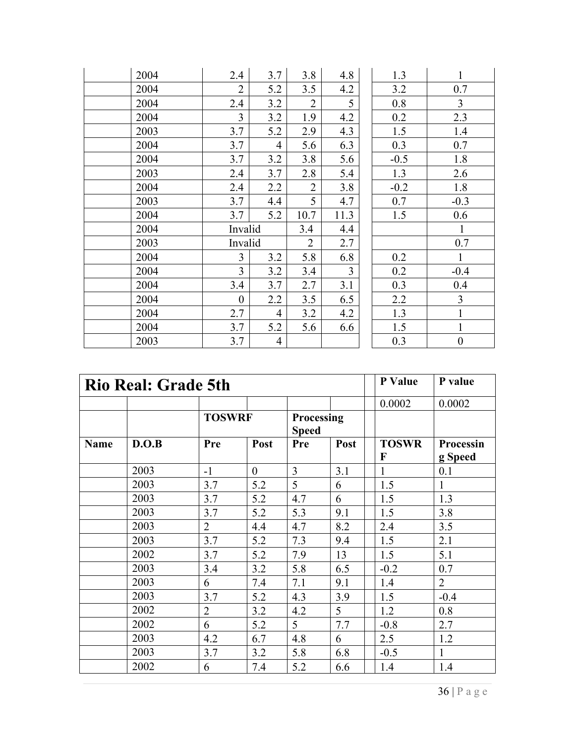| | | | | | | | | |
|---|---|---|---|---|---|---|---|---|
| | 2004 | 2.4 | 3.7 | 3.8 | 4.8 | | 1.3 | 1 |
| | 2004 | 2 | 5.2 | 3.5 | 4.2 | | 3.2 | 0.7 |
| | 2004 | 2.4 | 3.2 | 2 | 5 | | 0.8 | 3 |
| | 2004 | 3 | 3.2 | 1.9 | 4.2 | | 0.2 | 2.3 |
| | 2003 | 3.7 | 5.2 | 2.9 | 4.3 | | 1.5 | 1.4 |
| | 2004 | 3.7 | 4 | 5.6 | 6.3 | | 0.3 | 0.7 |
| | 2004 | 3.7 | 3.2 | 3.8 | 5.6 | | -0.5 | 1.8 |
| | 2003 | 2.4 | 3.7 | 2.8 | 5.4 | | 1.3 | 2.6 |
| | 2004 | 2.4 | 2.2 | 2 | 3.8 | | -0.2 | 1.8 |
| | 2003 | 3.7 | 4.4 | 5 | 4.7 | | 0.7 | -0.3 |
| | 2004 | 3.7 | 5.2 | 10.7 | 11.3 | | 1.5 | 0.6 |
| | 2004 | Invalid | | 3.4 | 4.4 | | | 1 |
| | 2003 | Invalid | | 2 | 2.7 | | | 0.7 |
| | 2004 | 3 | 3.2 | 5.8 | 6.8 | | 0.2 | 1 |
| | 2004 | 3 | 3.2 | 3.4 | 3 | | 0.2 | -0.4 |
| | 2004 | 3.4 | 3.7 | 2.7 | 3.1 | | 0.3 | 0.4 |
| | 2004 | 0 | 2.2 | 3.5 | 6.5 | | 2.2 | 3 |
| | 2004 | 2.7 | 4 | 3.2 | 4.2 | | 1.3 | 1 |
| | 2004 | 3.7 | 5.2 | 5.6 | 6.6 | | 1.5 | 1 |
| | 2003 | 3.7 | 4 | | | | 0.3 | 0 |

| **Rio Real: Grade 5th** | | | | | | | **P Value** | **P value** |
|---|---|---|---|---|---|---|---|---|
| | | | | | | | 0.0002 | 0.0002 |
| | | **TOSWRF** | | **Processing Speed** | | | | |
| **Name** | **D.O.B** | **Pre** | **Post** | **Pre** | **Post** | | **TOSWRF** | **Processing Speed** |
| | 2003 | -1 | 0 | 3 | 3.1 | | 1 | 0.1 |
| | 2003 | 3.7 | 5.2 | 5 | 6 | | 1.5 | 1 |
| | 2003 | 3.7 | 5.2 | 4.7 | 6 | | 1.5 | 1.3 |
| | 2003 | 3.7 | 5.2 | 5.3 | 9.1 | | 1.5 | 3.8 |
| | 2003 | 2 | 4.4 | 4.7 | 8.2 | | 2.4 | 3.5 |
| | 2003 | 3.7 | 5.2 | 7.3 | 9.4 | | 1.5 | 2.1 |
| | 2002 | 3.7 | 5.2 | 7.9 | 13 | | 1.5 | 5.1 |
| | 2003 | 3.4 | 3.2 | 5.8 | 6.5 | | -0.2 | 0.7 |
| | 2003 | 6 | 7.4 | 7.1 | 9.1 | | 1.4 | 2 |
| | 2003 | 3.7 | 5.2 | 4.3 | 3.9 | | 1.5 | -0.4 |
| | 2002 | 2 | 3.2 | 4.2 | 5 | | 1.2 | 0.8 |
| | 2002 | 6 | 5.2 | 5 | 7.7 | | -0.8 | 2.7 |
| | 2003 | 4.2 | 6.7 | 4.8 | 6 | | 2.5 | 1.2 |
| | 2003 | 3.7 | 3.2 | 5.8 | 6.8 | | -0.5 | 1 |
| | 2002 | 6 | 7.4 | 5.2 | 6.6 | | 1.4 | 1.4 |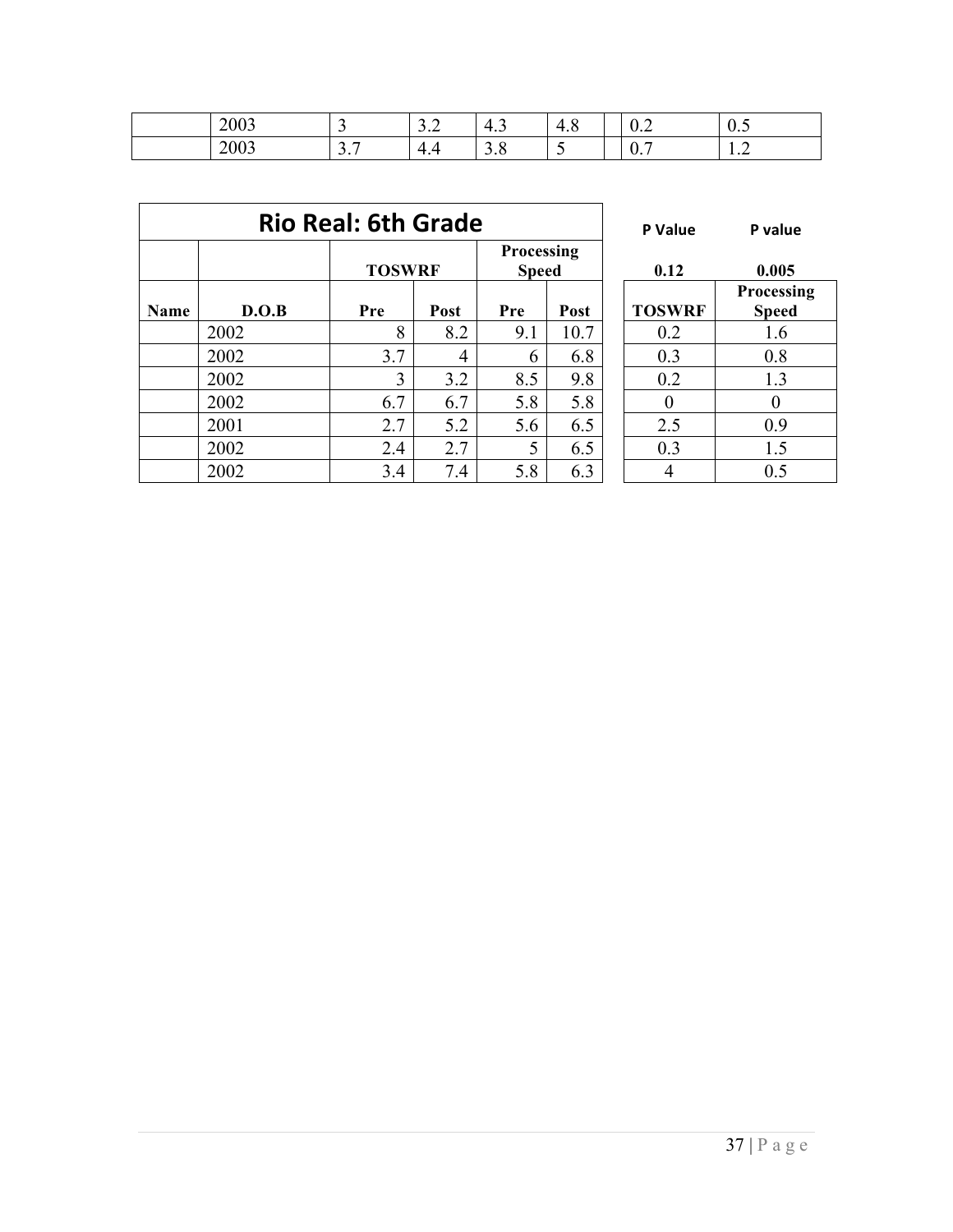| | | | | | | | | |
|---|---|---|---|---|---|---|---|---|
| | 2003 | 3 | 3.2 | 4.3 | 4.8 | | 0.2 | 0.5 |
| | 2003 | 3.7 | 4.4 | 3.8 | 5 | | 0.7 | 1.2 |

| **Rio Real: 6th Grade** | | | | | | | **P Value** | **P value** |
|---|---|---|---|---|---|---|---|---|
| | | **TOSWRF** | | **Processing Speed** | | | **0.12** | **0.005** |
| **Name** | **D.O.B** | **Pre** | **Post** | **Pre** | **Post** | | **TOSWRF** | **Processing Speed** |
| | 2002 | 8 | 8.2 | 9.1 | 10.7 | | 0.2 | 1.6 |
| | 2002 | 3.7 | 4 | 6 | 6.8 | | 0.3 | 0.8 |
| | 2002 | 3 | 3.2 | 8.5 | 9.8 | | 0.2 | 1.3 |
| | 2002 | 6.7 | 6.7 | 5.8 | 5.8 | | 0 | 0 |
| | 2001 | 2.7 | 5.2 | 5.6 | 6.5 | | 2.5 | 0.9 |
| | 2002 | 2.4 | 2.7 | 5 | 6.5 | | 0.3 | 1.5 |
| | 2002 | 3.4 | 7.4 | 5.8 | 6.3 | | 4 | 0.5 |